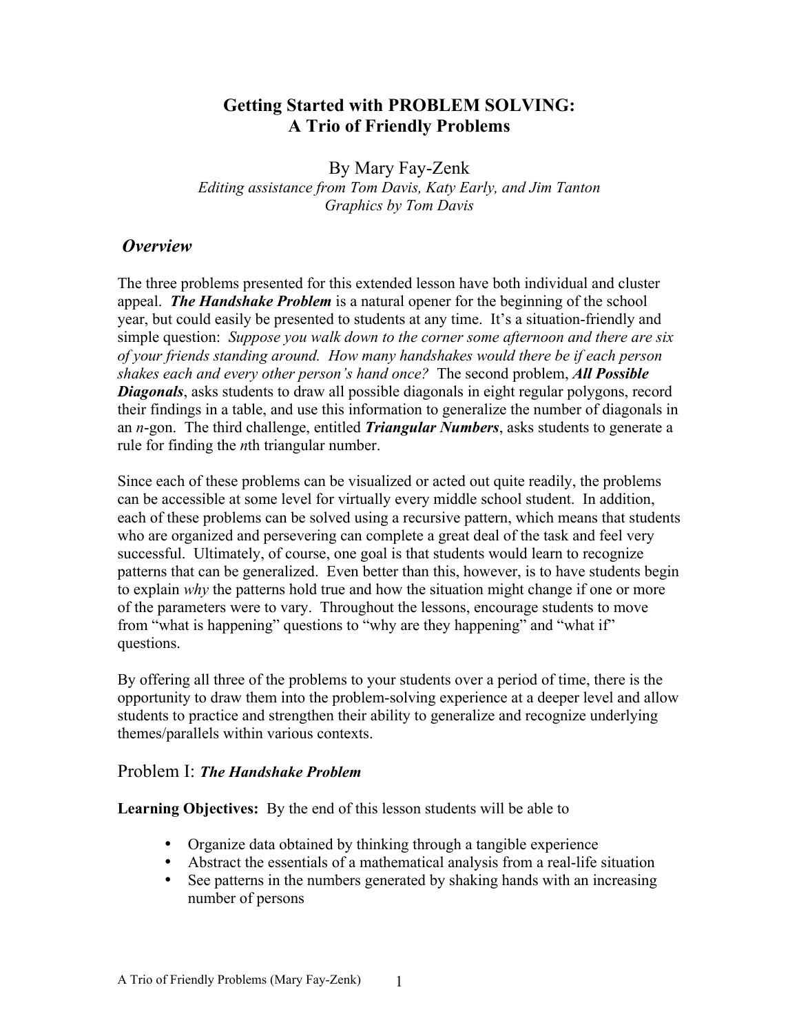# Getting Started with PROBLEM SOLVING: A Trio of Friendly Problems

By Mary Fay-Zenk

*Editing assistance from Tom Davis, Katy Early, and Jim Tanton*
*Graphics by Tom Davis*

## *Overview*

The three problems presented for this extended lesson have both individual and cluster appeal. ***The Handshake Problem*** is a natural opener for the beginning of the school year, but could easily be presented to students at any time. It's a situation-friendly and simple question: *Suppose you walk down to the corner some afternoon and there are six of your friends standing around. How many handshakes would there be if each person shakes each and every other person's hand once?* The second problem, ***All Possible Diagonals***, asks students to draw all possible diagonals in eight regular polygons, record their findings in a table, and use this information to generalize the number of diagonals in an *n*-gon. The third challenge, entitled ***Triangular Numbers***, asks students to generate a rule for finding the *n*th triangular number.

Since each of these problems can be visualized or acted out quite readily, the problems can be accessible at some level for virtually every middle school student. In addition, each of these problems can be solved using a recursive pattern, which means that students who are organized and persevering can complete a great deal of the task and feel very successful. Ultimately, of course, one goal is that students would learn to recognize patterns that can be generalized. Even better than this, however, is to have students begin to explain *why* the patterns hold true and how the situation might change if one or more of the parameters were to vary. Throughout the lessons, encourage students to move from "what is happening" questions to "why are they happening" and "what if" questions.

By offering all three of the problems to your students over a period of time, there is the opportunity to draw them into the problem-solving experience at a deeper level and allow students to practice and strengthen their ability to generalize and recognize underlying themes/parallels within various contexts.

## Problem I: ***The Handshake Problem***

**Learning Objectives:** By the end of this lesson students will be able to

- Organize data obtained by thinking through a tangible experience
- Abstract the essentials of a mathematical analysis from a real-life situation
- See patterns in the numbers generated by shaking hands with an increasing number of persons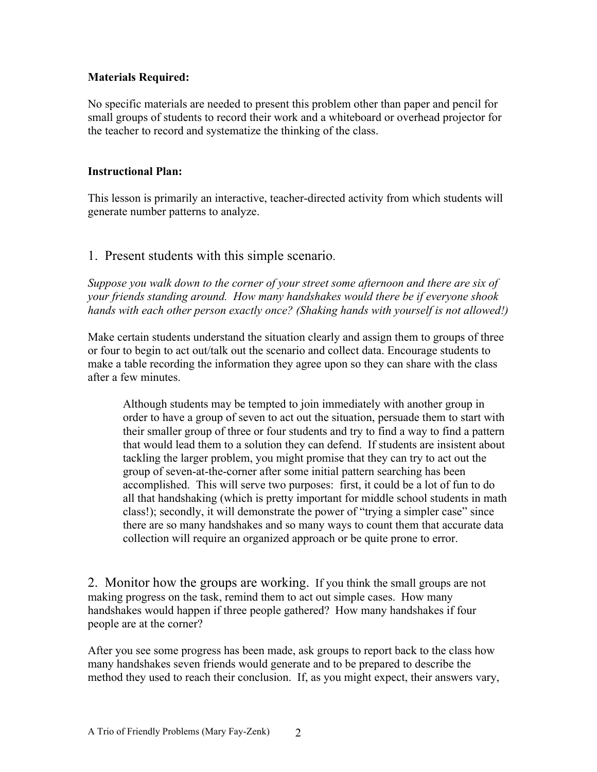**Materials Required:**

No specific materials are needed to present this problem other than paper and pencil for small groups of students to record their work and a whiteboard or overhead projector for the teacher to record and systematize the thinking of the class.

**Instructional Plan:**

This lesson is primarily an interactive, teacher-directed activity from which students will generate number patterns to analyze.

1. Present students with this simple scenario.

*Suppose you walk down to the corner of your street some afternoon and there are six of your friends standing around. How many handshakes would there be if everyone shook hands with each other person exactly once? (Shaking hands with yourself is not allowed!)*

Make certain students understand the situation clearly and assign them to groups of three or four to begin to act out/talk out the scenario and collect data. Encourage students to make a table recording the information they agree upon so they can share with the class after a few minutes.

> Although students may be tempted to join immediately with another group in order to have a group of seven to act out the situation, persuade them to start with their smaller group of three or four students and try to find a way to find a pattern that would lead them to a solution they can defend. If students are insistent about tackling the larger problem, you might promise that they can try to act out the group of seven-at-the-corner after some initial pattern searching has been accomplished. This will serve two purposes: first, it could be a lot of fun to do all that handshaking (which is pretty important for middle school students in math class!); secondly, it will demonstrate the power of "trying a simpler case" since there are so many handshakes and so many ways to count them that accurate data collection will require an organized approach or be quite prone to error.

2. Monitor how the groups are working. If you think the small groups are not making progress on the task, remind them to act out simple cases. How many handshakes would happen if three people gathered? How many handshakes if four people are at the corner?

After you see some progress has been made, ask groups to report back to the class how many handshakes seven friends would generate and to be prepared to describe the method they used to reach their conclusion. If, as you might expect, their answers vary,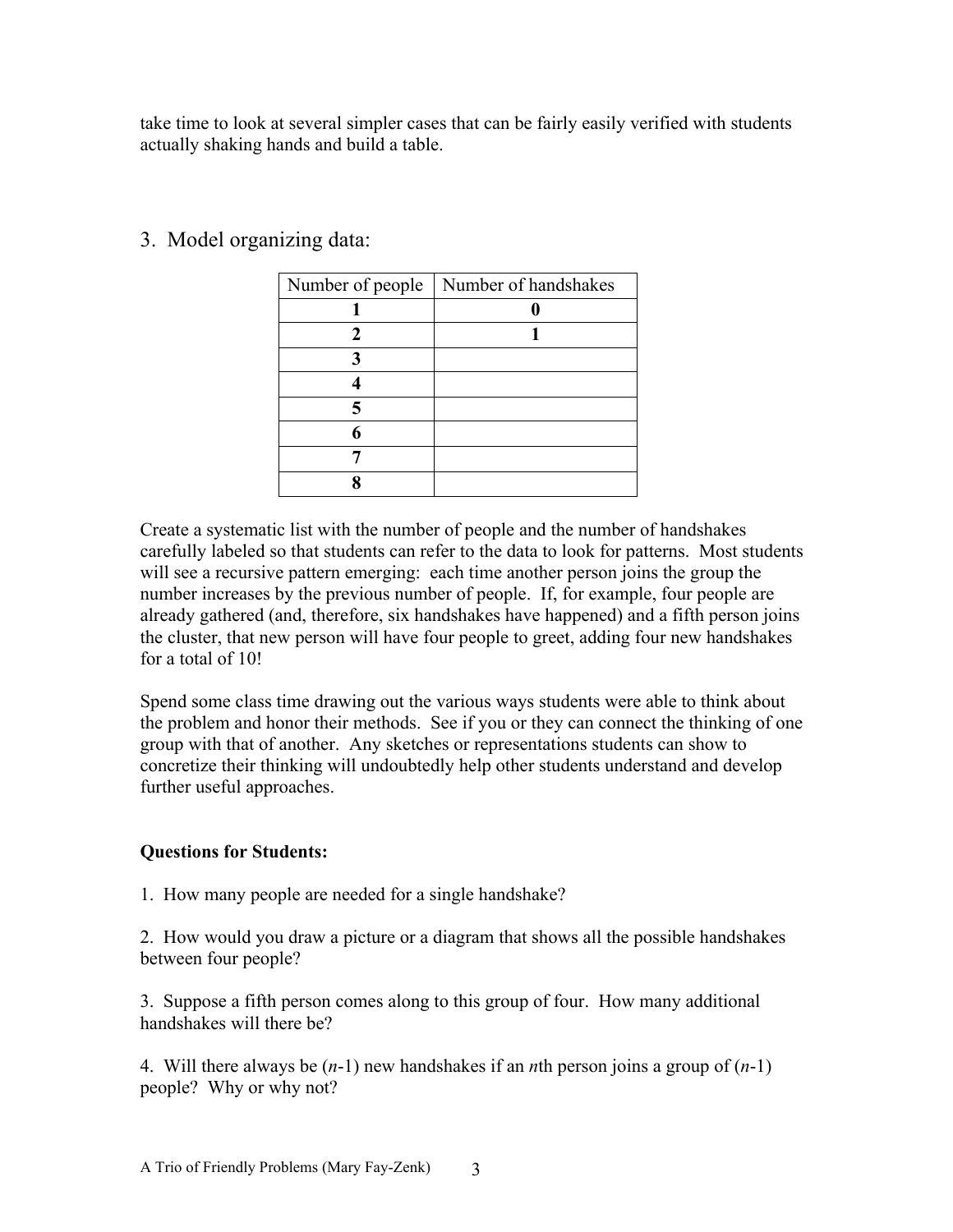take time to look at several simpler cases that can be fairly easily verified with students actually shaking hands and build a table.

## 3. Model organizing data:

| Number of people | Number of handshakes |
|---|---|
| **1** | **0** |
| **2** | **1** |
| **3** | |
| **4** | |
| **5** | |
| **6** | |
| **7** | |
| **8** | |

Create a systematic list with the number of people and the number of handshakes carefully labeled so that students can refer to the data to look for patterns. Most students will see a recursive pattern emerging: each time another person joins the group the number increases by the previous number of people. If, for example, four people are already gathered (and, therefore, six handshakes have happened) and a fifth person joins the cluster, that new person will have four people to greet, adding four new handshakes for a total of 10!

Spend some class time drawing out the various ways students were able to think about the problem and honor their methods. See if you or they can connect the thinking of one group with that of another. Any sketches or representations students can show to concretize their thinking will undoubtedly help other students understand and develop further useful approaches.

**Questions for Students:**

1. How many people are needed for a single handshake?

2. How would you draw a picture or a diagram that shows all the possible handshakes between four people?

3. Suppose a fifth person comes along to this group of four. How many additional handshakes will there be?

4. Will there always be $(n-1)$ new handshakes if an $n$th person joins a group of $(n-1)$ people? Why or why not?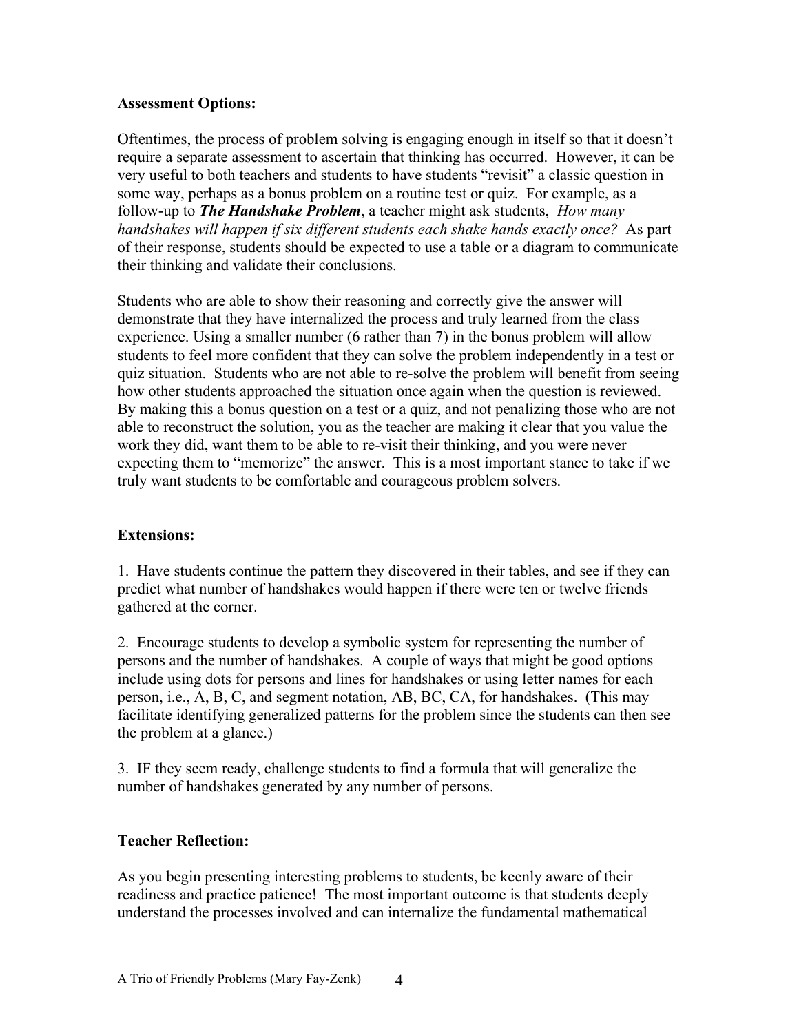**Assessment Options:**

Oftentimes, the process of problem solving is engaging enough in itself so that it doesn't require a separate assessment to ascertain that thinking has occurred. However, it can be very useful to both teachers and students to have students "revisit" a classic question in some way, perhaps as a bonus problem on a routine test or quiz. For example, as a follow-up to ***The Handshake Problem***, a teacher might ask students, *How many handshakes will happen if six different students each shake hands exactly once?* As part of their response, students should be expected to use a table or a diagram to communicate their thinking and validate their conclusions.

Students who are able to show their reasoning and correctly give the answer will demonstrate that they have internalized the process and truly learned from the class experience. Using a smaller number (6 rather than 7) in the bonus problem will allow students to feel more confident that they can solve the problem independently in a test or quiz situation. Students who are not able to re-solve the problem will benefit from seeing how other students approached the situation once again when the question is reviewed. By making this a bonus question on a test or a quiz, and not penalizing those who are not able to reconstruct the solution, you as the teacher are making it clear that you value the work they did, want them to be able to re-visit their thinking, and you were never expecting them to "memorize" the answer. This is a most important stance to take if we truly want students to be comfortable and courageous problem solvers.

**Extensions:**

1. Have students continue the pattern they discovered in their tables, and see if they can predict what number of handshakes would happen if there were ten or twelve friends gathered at the corner.

2. Encourage students to develop a symbolic system for representing the number of persons and the number of handshakes. A couple of ways that might be good options include using dots for persons and lines for handshakes or using letter names for each person, i.e., A, B, C, and segment notation, AB, BC, CA, for handshakes. (This may facilitate identifying generalized patterns for the problem since the students can then see the problem at a glance.)

3. IF they seem ready, challenge students to find a formula that will generalize the number of handshakes generated by any number of persons.

**Teacher Reflection:**

As you begin presenting interesting problems to students, be keenly aware of their readiness and practice patience! The most important outcome is that students deeply understand the processes involved and can internalize the fundamental mathematical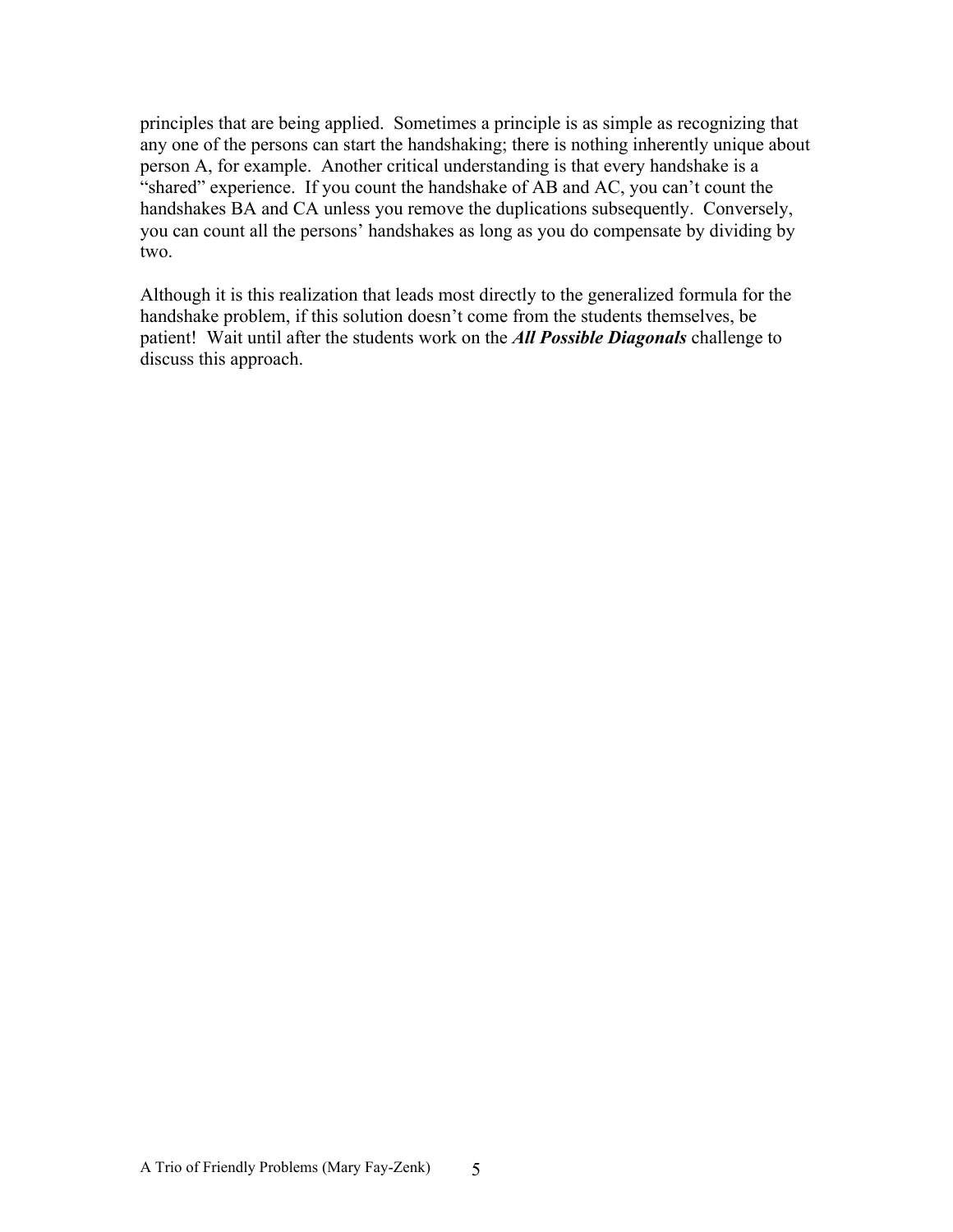principles that are being applied. Sometimes a principle is as simple as recognizing that any one of the persons can start the handshaking; there is nothing inherently unique about person A, for example. Another critical understanding is that every handshake is a "shared" experience. If you count the handshake of AB and AC, you can't count the handshakes BA and CA unless you remove the duplications subsequently. Conversely, you can count all the persons' handshakes as long as you do compensate by dividing by two.

Although it is this realization that leads most directly to the generalized formula for the handshake problem, if this solution doesn't come from the students themselves, be patient! Wait until after the students work on the ***All Possible Diagonals*** challenge to discuss this approach.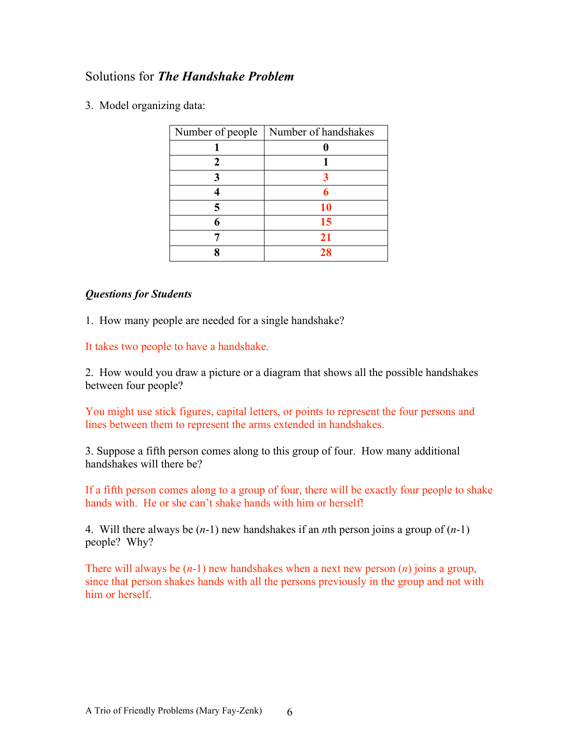Solutions for ***The Handshake Problem***

3. Model organizing data:

| Number of people | Number of handshakes |
|---|---|
| **1** | **0** |
| **2** | **1** |
| **3** | **3** |
| **4** | **6** |
| **5** | **10** |
| **6** | **15** |
| **7** | **21** |
| **8** | **28** |

***Questions for Students***

1. How many people are needed for a single handshake?

It takes two people to have a handshake.

2. How would you draw a picture or a diagram that shows all the possible handshakes between four people?

You might use stick figures, capital letters, or points to represent the four persons and lines between them to represent the arms extended in handshakes.

3. Suppose a fifth person comes along to this group of four. How many additional handshakes will there be?

If a fifth person comes along to a group of four, there will be exactly four people to shake hands with. He or she can't shake hands with him or herself!

4. Will there always be ($n$-1) new handshakes if an $n$th person joins a group of ($n$-1) people? Why?

There will always be ($n$-1) new handshakes when a next new person ($n$) joins a group, since that person shakes hands with all the persons previously in the group and not with him or herself.

A Trio of Friendly Problems (Mary Fay-Zenk)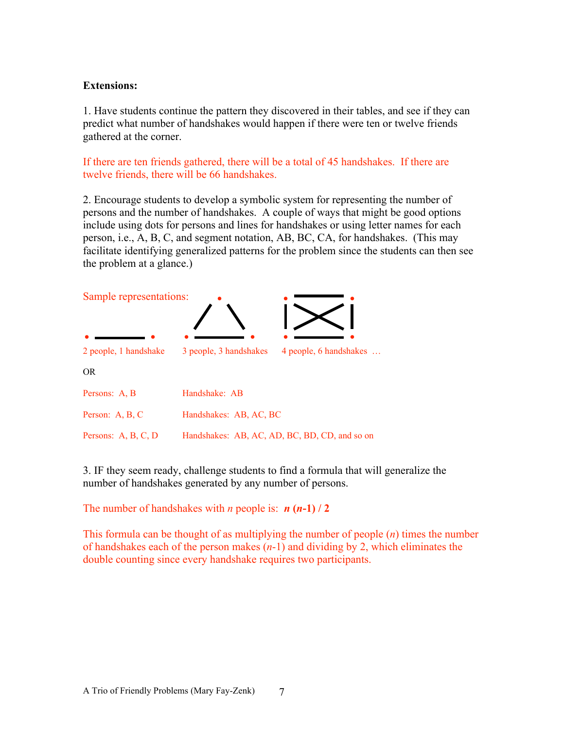**Extensions:**

1. Have students continue the pattern they discovered in their tables, and see if they can predict what number of handshakes would happen if there were ten or twelve friends gathered at the corner.

If there are ten friends gathered, there will be a total of 45 handshakes. If there are twelve friends, there will be 66 handshakes.

2. Encourage students to develop a symbolic system for representing the number of persons and the number of handshakes. A couple of ways that might be good options include using dots for persons and lines for handshakes or using letter names for each person, i.e., A, B, C, and segment notation, AB, BC, CA, for handshakes. (This may facilitate identifying generalized patterns for the problem since the students can then see the problem at a glance.)

Sample representations:

2 people, 1 handshake    3 people, 3 handshakes    4 people, 6 handshakes …

OR

| | |
|---|---|
| Persons: A, B | Handshake: AB |
| Person: A, B, C | Handshakes: AB, AC, BC |
| Persons: A, B, C, D | Handshakes: AB, AC, AD, BC, BD, CD, and so on |

3. IF they seem ready, challenge students to find a formula that will generalize the number of handshakes generated by any number of persons.

The number of handshakes with $n$ people is: $\boldsymbol{n(n-1)/2}$

This formula can be thought of as multiplying the number of people ($n$) times the number of handshakes each of the person makes ($n$-1) and dividing by 2, which eliminates the double counting since every handshake requires two participants.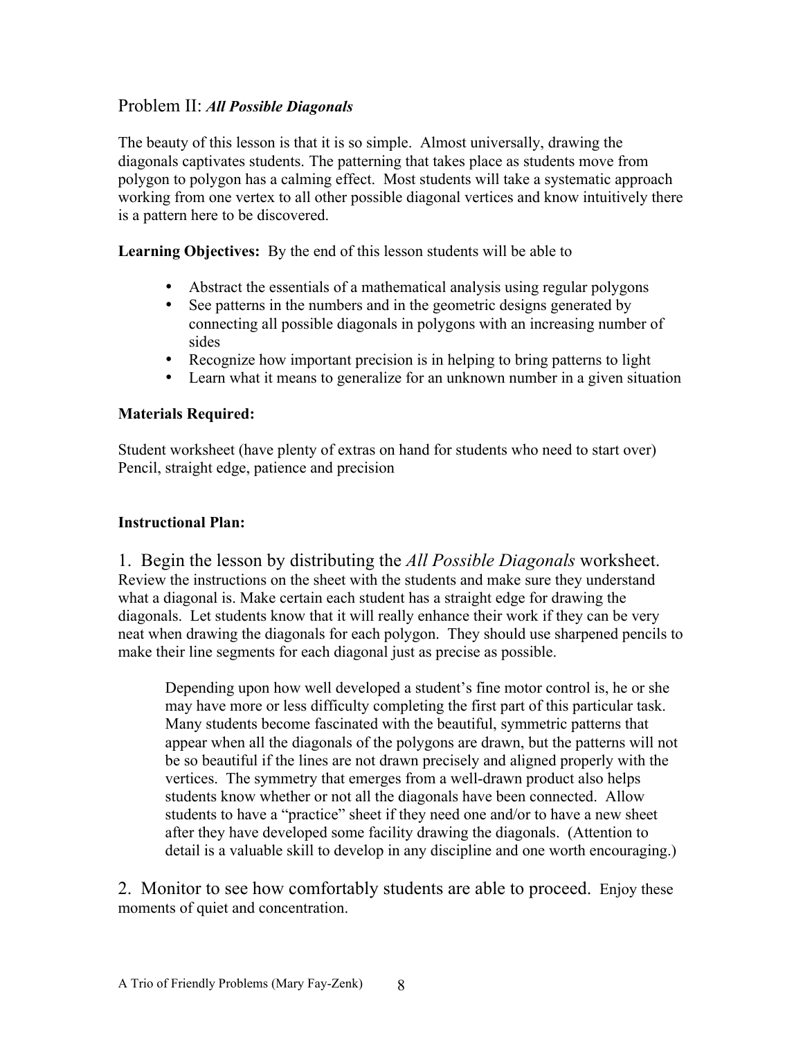## Problem II: *All Possible Diagonals*

The beauty of this lesson is that it is so simple. Almost universally, drawing the diagonals captivates students. The patterning that takes place as students move from polygon to polygon has a calming effect. Most students will take a systematic approach working from one vertex to all other possible diagonal vertices and know intuitively there is a pattern here to be discovered.

**Learning Objectives:** By the end of this lesson students will be able to

- Abstract the essentials of a mathematical analysis using regular polygons
- See patterns in the numbers and in the geometric designs generated by connecting all possible diagonals in polygons with an increasing number of sides
- Recognize how important precision is in helping to bring patterns to light
- Learn what it means to generalize for an unknown number in a given situation

**Materials Required:**

Student worksheet (have plenty of extras on hand for students who need to start over)
Pencil, straight edge, patience and precision

**Instructional Plan:**

1. Begin the lesson by distributing the *All Possible Diagonals* worksheet. Review the instructions on the sheet with the students and make sure they understand what a diagonal is. Make certain each student has a straight edge for drawing the diagonals. Let students know that it will really enhance their work if they can be very neat when drawing the diagonals for each polygon. They should use sharpened pencils to make their line segments for each diagonal just as precise as possible.

> Depending upon how well developed a student's fine motor control is, he or she may have more or less difficulty completing the first part of this particular task. Many students become fascinated with the beautiful, symmetric patterns that appear when all the diagonals of the polygons are drawn, but the patterns will not be so beautiful if the lines are not drawn precisely and aligned properly with the vertices. The symmetry that emerges from a well-drawn product also helps students know whether or not all the diagonals have been connected. Allow students to have a "practice" sheet if they need one and/or to have a new sheet after they have developed some facility drawing the diagonals. (Attention to detail is a valuable skill to develop in any discipline and one worth encouraging.)

2. Monitor to see how comfortably students are able to proceed. Enjoy these moments of quiet and concentration.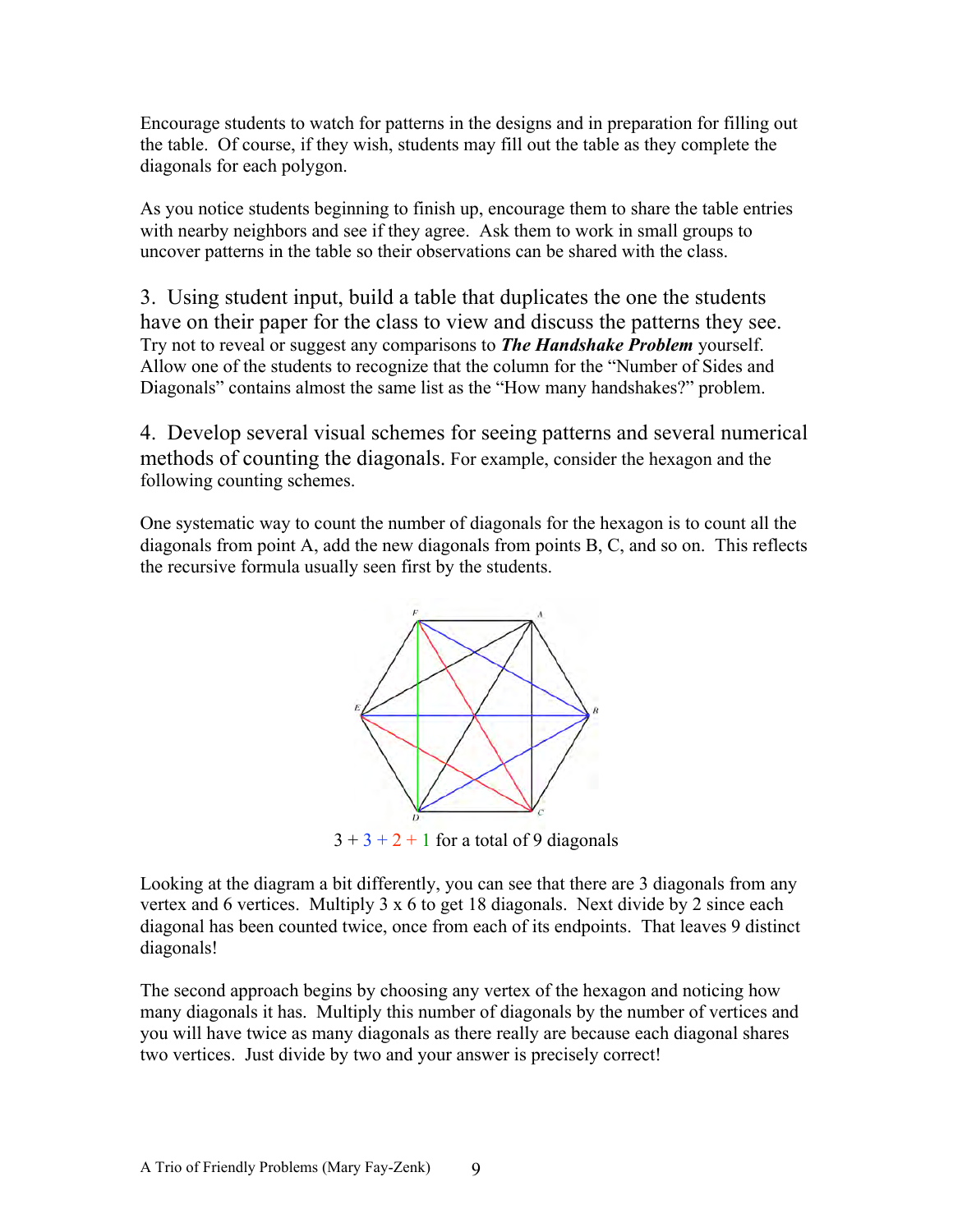Encourage students to watch for patterns in the designs and in preparation for filling out the table. Of course, if they wish, students may fill out the table as they complete the diagonals for each polygon.

As you notice students beginning to finish up, encourage them to share the table entries with nearby neighbors and see if they agree. Ask them to work in small groups to uncover patterns in the table so their observations can be shared with the class.

3. Using student input, build a table that duplicates the one the students have on their paper for the class to view and discuss the patterns they see. Try not to reveal or suggest any comparisons to ***The Handshake Problem*** yourself. Allow one of the students to recognize that the column for the "Number of Sides and Diagonals" contains almost the same list as the "How many handshakes?" problem.

4. Develop several visual schemes for seeing patterns and several numerical methods of counting the diagonals. For example, consider the hexagon and the following counting schemes.

One systematic way to count the number of diagonals for the hexagon is to count all the diagonals from point A, add the new diagonals from points B, C, and so on. This reflects the recursive formula usually seen first by the students.

3 + 3 + 2 + 1 for a total of 9 diagonals

Looking at the diagram a bit differently, you can see that there are 3 diagonals from any vertex and 6 vertices. Multiply 3 x 6 to get 18 diagonals. Next divide by 2 since each diagonal has been counted twice, once from each of its endpoints. That leaves 9 distinct diagonals!

The second approach begins by choosing any vertex of the hexagon and noticing how many diagonals it has. Multiply this number of diagonals by the number of vertices and you will have twice as many diagonals as there really are because each diagonal shares two vertices. Just divide by two and your answer is precisely correct!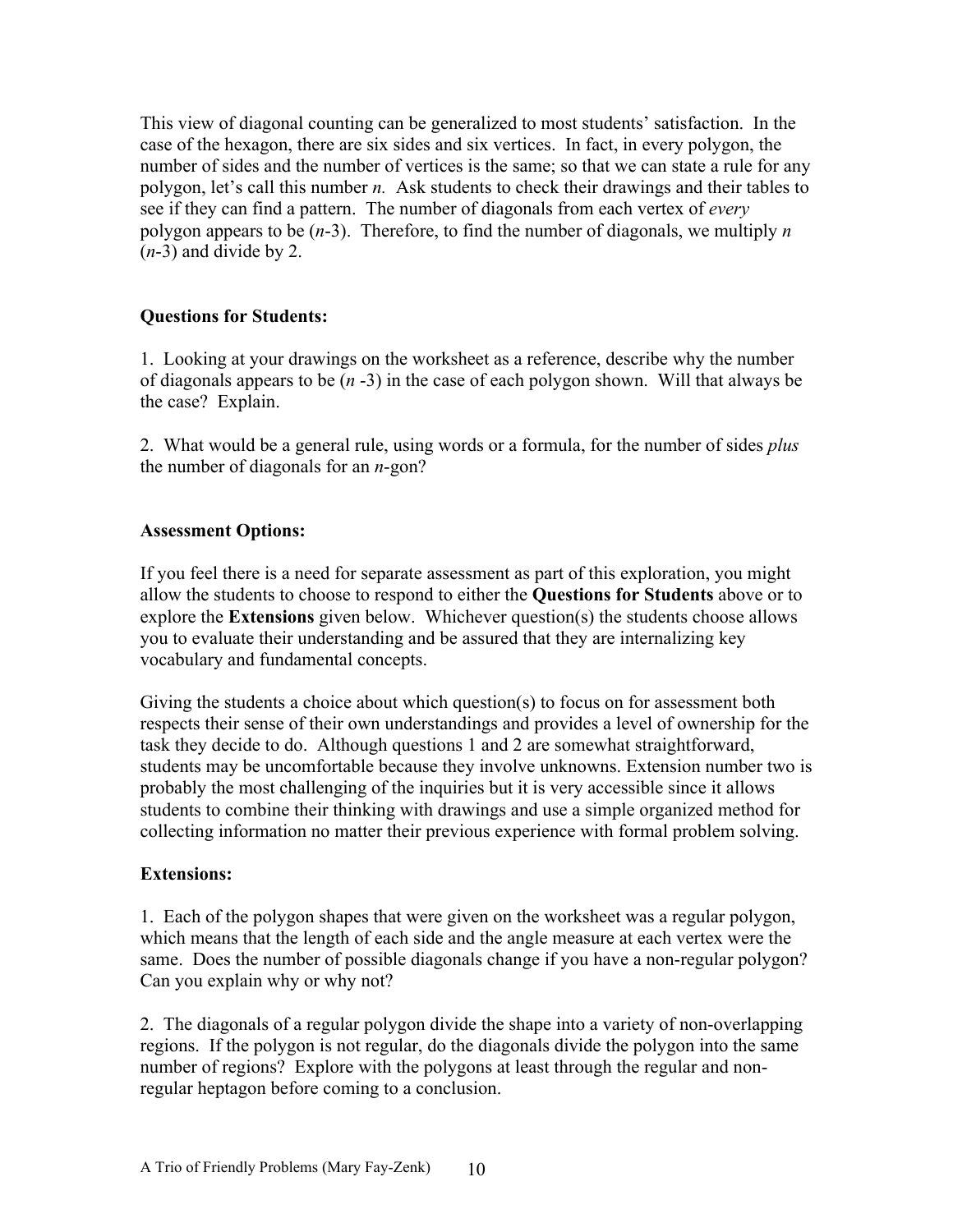This view of diagonal counting can be generalized to most students' satisfaction. In the case of the hexagon, there are six sides and six vertices. In fact, in every polygon, the number of sides and the number of vertices is the same; so that we can state a rule for any polygon, let's call this number $n$. Ask students to check their drawings and their tables to see if they can find a pattern. The number of diagonals from each vertex of *every* polygon appears to be $(n-3)$. Therefore, to find the number of diagonals, we multiply $n$ $(n-3)$ and divide by 2.

**Questions for Students:**

1. Looking at your drawings on the worksheet as a reference, describe why the number of diagonals appears to be $(n -3)$ in the case of each polygon shown. Will that always be the case? Explain.

2. What would be a general rule, using words or a formula, for the number of sides *plus* the number of diagonals for an $n$-gon?

**Assessment Options:**

If you feel there is a need for separate assessment as part of this exploration, you might allow the students to choose to respond to either the **Questions for Students** above or to explore the **Extensions** given below. Whichever question(s) the students choose allows you to evaluate their understanding and be assured that they are internalizing key vocabulary and fundamental concepts.

Giving the students a choice about which question(s) to focus on for assessment both respects their sense of their own understandings and provides a level of ownership for the task they decide to do. Although questions 1 and 2 are somewhat straightforward, students may be uncomfortable because they involve unknowns. Extension number two is probably the most challenging of the inquiries but it is very accessible since it allows students to combine their thinking with drawings and use a simple organized method for collecting information no matter their previous experience with formal problem solving.

**Extensions:**

1. Each of the polygon shapes that were given on the worksheet was a regular polygon, which means that the length of each side and the angle measure at each vertex were the same. Does the number of possible diagonals change if you have a non-regular polygon? Can you explain why or why not?

2. The diagonals of a regular polygon divide the shape into a variety of non-overlapping regions. If the polygon is not regular, do the diagonals divide the polygon into the same number of regions? Explore with the polygons at least through the regular and non-regular heptagon before coming to a conclusion.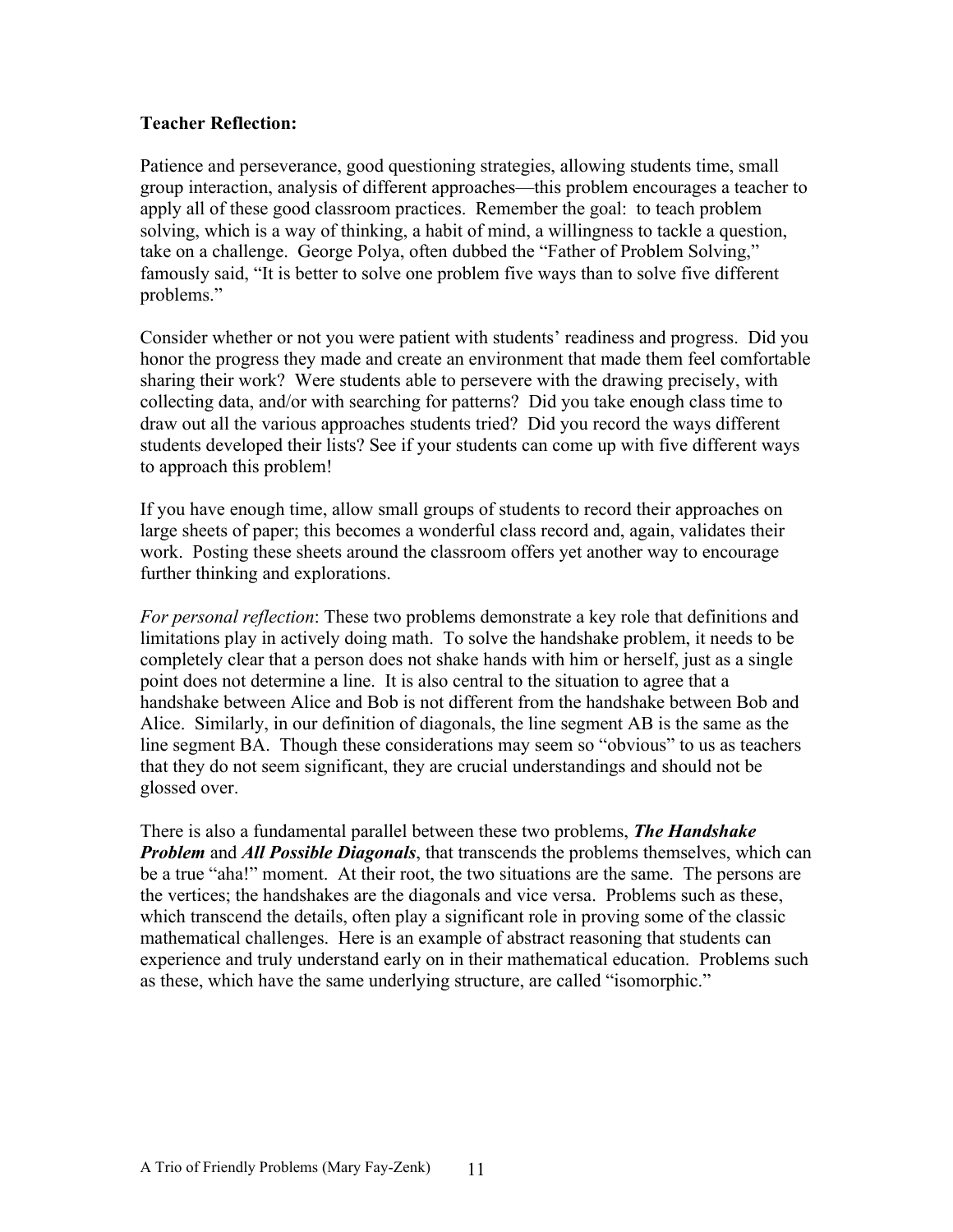**Teacher Reflection:**

Patience and perseverance, good questioning strategies, allowing students time, small group interaction, analysis of different approaches—this problem encourages a teacher to apply all of these good classroom practices. Remember the goal: to teach problem solving, which is a way of thinking, a habit of mind, a willingness to tackle a question, take on a challenge. George Polya, often dubbed the "Father of Problem Solving," famously said, "It is better to solve one problem five ways than to solve five different problems."

Consider whether or not you were patient with students' readiness and progress. Did you honor the progress they made and create an environment that made them feel comfortable sharing their work? Were students able to persevere with the drawing precisely, with collecting data, and/or with searching for patterns? Did you take enough class time to draw out all the various approaches students tried? Did you record the ways different students developed their lists? See if your students can come up with five different ways to approach this problem!

If you have enough time, allow small groups of students to record their approaches on large sheets of paper; this becomes a wonderful class record and, again, validates their work. Posting these sheets around the classroom offers yet another way to encourage further thinking and explorations.

*For personal reflection*: These two problems demonstrate a key role that definitions and limitations play in actively doing math. To solve the handshake problem, it needs to be completely clear that a person does not shake hands with him or herself, just as a single point does not determine a line. It is also central to the situation to agree that a handshake between Alice and Bob is not different from the handshake between Bob and Alice. Similarly, in our definition of diagonals, the line segment AB is the same as the line segment BA. Though these considerations may seem so "obvious" to us as teachers that they do not seem significant, they are crucial understandings and should not be glossed over.

There is also a fundamental parallel between these two problems, ***The Handshake Problem*** and ***All Possible Diagonals***, that transcends the problems themselves, which can be a true "aha!" moment. At their root, the two situations are the same. The persons are the vertices; the handshakes are the diagonals and vice versa. Problems such as these, which transcend the details, often play a significant role in proving some of the classic mathematical challenges. Here is an example of abstract reasoning that students can experience and truly understand early on in their mathematical education. Problems such as these, which have the same underlying structure, are called "isomorphic."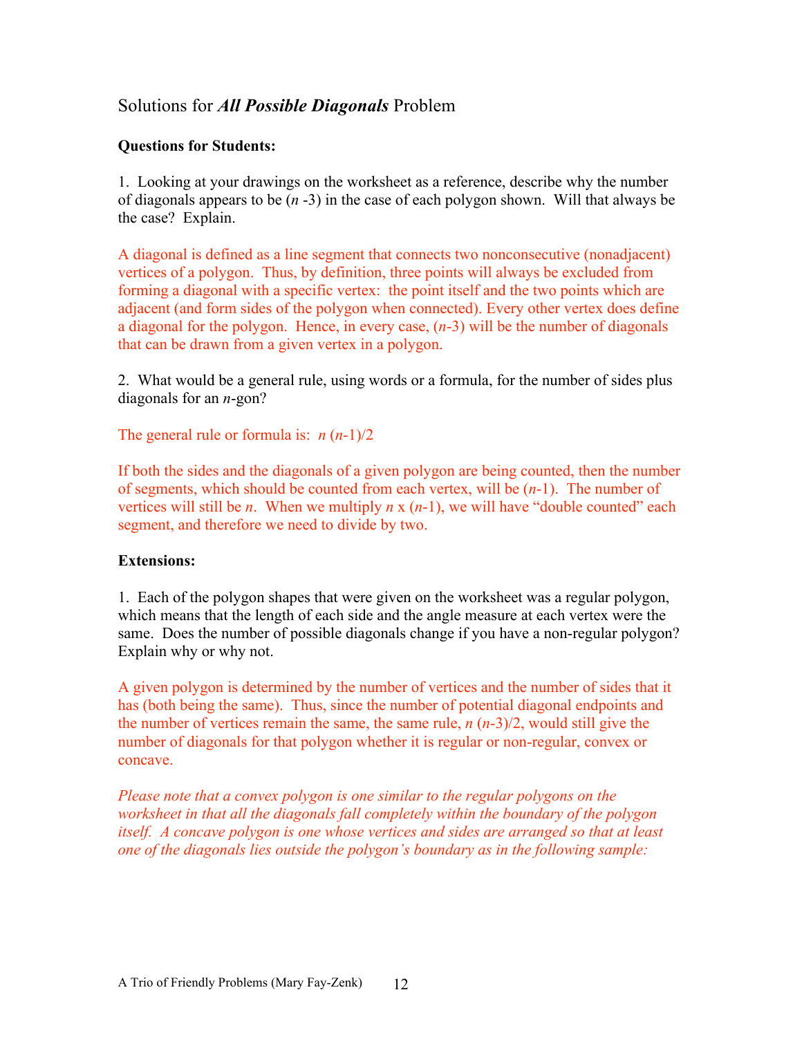## Solutions for ***All Possible Diagonals*** Problem

**Questions for Students:**

1. Looking at your drawings on the worksheet as a reference, describe why the number of diagonals appears to be ($n$ -3) in the case of each polygon shown. Will that always be the case? Explain.

A diagonal is defined as a line segment that connects two nonconsecutive (nonadjacent) vertices of a polygon. Thus, by definition, three points will always be excluded from forming a diagonal with a specific vertex: the point itself and the two points which are adjacent (and form sides of the polygon when connected). Every other vertex does define a diagonal for the polygon. Hence, in every case, ($n$-3) will be the number of diagonals that can be drawn from a given vertex in a polygon.

2. What would be a general rule, using words or a formula, for the number of sides plus diagonals for an $n$-gon?

The general rule or formula is: $n(n-1)/2$

If both the sides and the diagonals of a given polygon are being counted, then the number of segments, which should be counted from each vertex, will be ($n$-1). The number of vertices will still be $n$. When we multiply $n \times (n-1)$, we will have "double counted" each segment, and therefore we need to divide by two.

**Extensions:**

1. Each of the polygon shapes that were given on the worksheet was a regular polygon, which means that the length of each side and the angle measure at each vertex were the same. Does the number of possible diagonals change if you have a non-regular polygon? Explain why or why not.

A given polygon is determined by the number of vertices and the number of sides that it has (both being the same). Thus, since the number of potential diagonal endpoints and the number of vertices remain the same, the same rule, $n(n-3)/2$, would still give the number of diagonals for that polygon whether it is regular or non-regular, convex or concave.

*Please note that a convex polygon is one similar to the regular polygons on the worksheet in that all the diagonals fall completely within the boundary of the polygon itself. A concave polygon is one whose vertices and sides are arranged so that at least one of the diagonals lies outside the polygon's boundary as in the following sample:*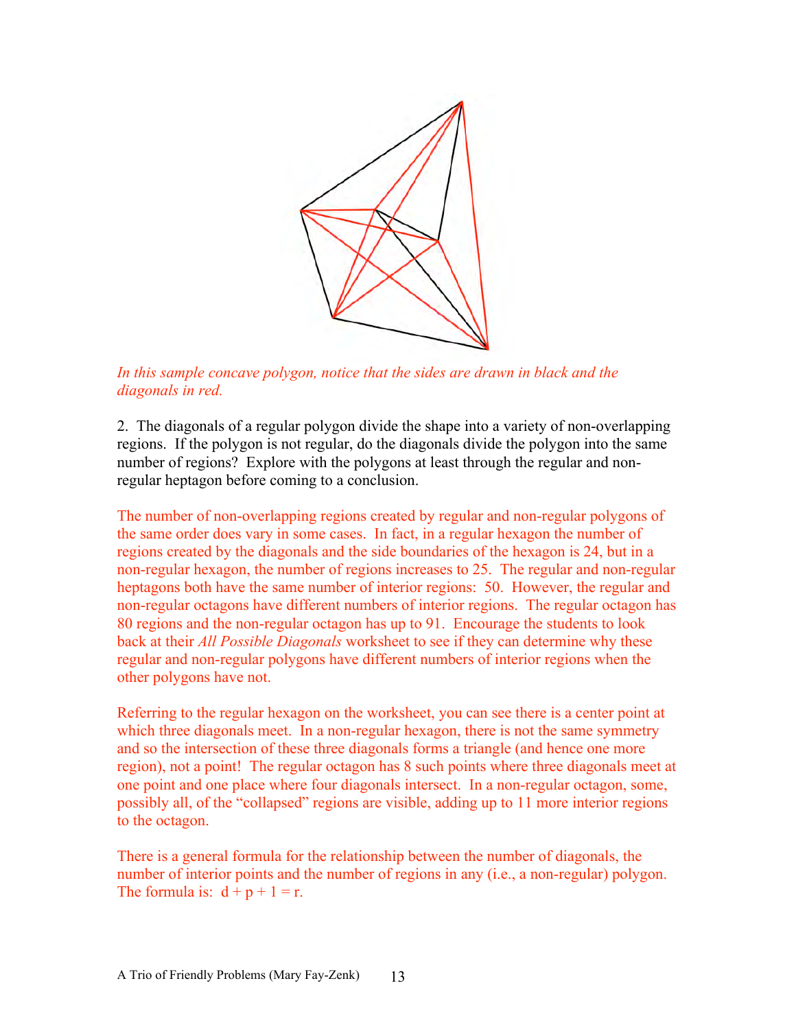*In this sample concave polygon, notice that the sides are drawn in black and the diagonals in red.*

2. The diagonals of a regular polygon divide the shape into a variety of non-overlapping regions. If the polygon is not regular, do the diagonals divide the polygon into the same number of regions? Explore with the polygons at least through the regular and non-regular heptagon before coming to a conclusion.

The number of non-overlapping regions created by regular and non-regular polygons of the same order does vary in some cases. In fact, in a regular hexagon the number of regions created by the diagonals and the side boundaries of the hexagon is 24, but in a non-regular hexagon, the number of regions increases to 25. The regular and non-regular heptagons both have the same number of interior regions: 50. However, the regular and non-regular octagons have different numbers of interior regions. The regular octagon has 80 regions and the non-regular octagon has up to 91. Encourage the students to look back at their *All Possible Diagonals* worksheet to see if they can determine why these regular and non-regular polygons have different numbers of interior regions when the other polygons have not.

Referring to the regular hexagon on the worksheet, you can see there is a center point at which three diagonals meet. In a non-regular hexagon, there is not the same symmetry and so the intersection of these three diagonals forms a triangle (and hence one more region), not a point! The regular octagon has 8 such points where three diagonals meet at one point and one place where four diagonals intersect. In a non-regular octagon, some, possibly all, of the "collapsed" regions are visible, adding up to 11 more interior regions to the octagon.

There is a general formula for the relationship between the number of diagonals, the number of interior points and the number of regions in any (i.e., a non-regular) polygon. The formula is: $d + p + 1 = r$.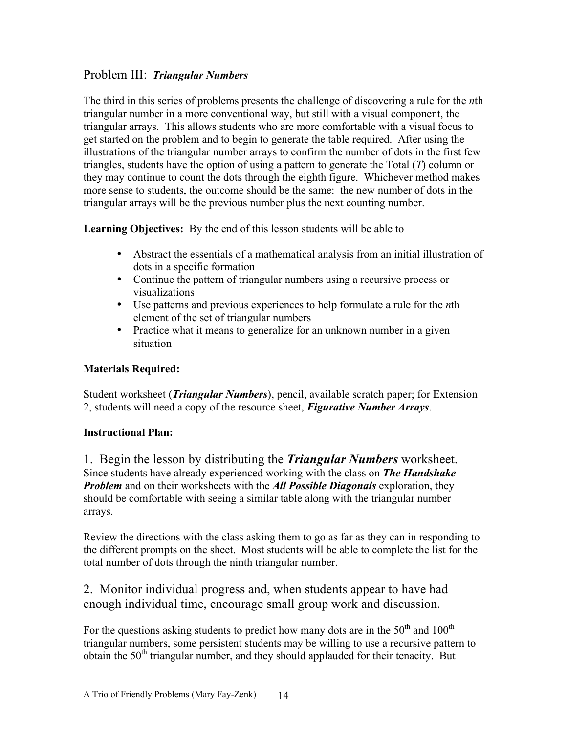## Problem III: ***Triangular Numbers***

The third in this series of problems presents the challenge of discovering a rule for the *n*th triangular number in a more conventional way, but still with a visual component, the triangular arrays. This allows students who are more comfortable with a visual focus to get started on the problem and to begin to generate the table required. After using the illustrations of the triangular number arrays to confirm the number of dots in the first few triangles, students have the option of using a pattern to generate the Total ($T$) column or they may continue to count the dots through the eighth figure. Whichever method makes more sense to students, the outcome should be the same: the new number of dots in the triangular arrays will be the previous number plus the next counting number.

**Learning Objectives:** By the end of this lesson students will be able to

- Abstract the essentials of a mathematical analysis from an initial illustration of dots in a specific formation
- Continue the pattern of triangular numbers using a recursive process or visualizations
- Use patterns and previous experiences to help formulate a rule for the *n*th element of the set of triangular numbers
- Practice what it means to generalize for an unknown number in a given situation

**Materials Required:**

Student worksheet (***Triangular Numbers***), pencil, available scratch paper; for Extension 2, students will need a copy of the resource sheet, ***Figurative Number Arrays***.

**Instructional Plan:**

### 1. Begin the lesson by distributing the ***Triangular Numbers*** worksheet.

Since students have already experienced working with the class on ***The Handshake Problem*** and on their worksheets with the ***All Possible Diagonals*** exploration, they should be comfortable with seeing a similar table along with the triangular number arrays.

Review the directions with the class asking them to go as far as they can in responding to the different prompts on the sheet. Most students will be able to complete the list for the total number of dots through the ninth triangular number.

### 2. Monitor individual progress and, when students appear to have had enough individual time, encourage small group work and discussion.

For the questions asking students to predict how many dots are in the $50^{th}$ and $100^{th}$ triangular numbers, some persistent students may be willing to use a recursive pattern to obtain the $50^{th}$ triangular number, and they should applauded for their tenacity. But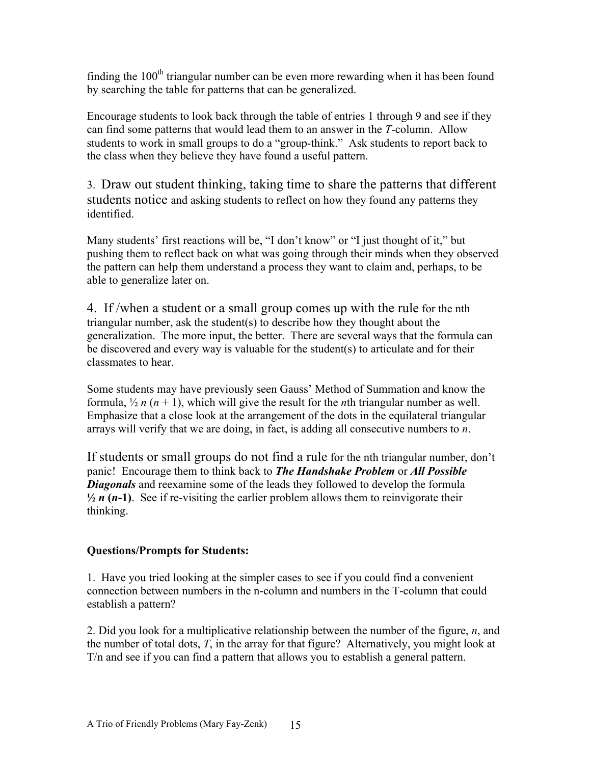finding the $100^{th}$ triangular number can be even more rewarding when it has been found by searching the table for patterns that can be generalized.

Encourage students to look back through the table of entries 1 through 9 and see if they can find some patterns that would lead them to an answer in the *T*-column. Allow students to work in small groups to do a "group-think." Ask students to report back to the class when they believe they have found a useful pattern.

3. Draw out student thinking, taking time to share the patterns that different students notice and asking students to reflect on how they found any patterns they identified.

Many students' first reactions will be, "I don't know" or "I just thought of it," but pushing them to reflect back on what was going through their minds when they observed the pattern can help them understand a process they want to claim and, perhaps, to be able to generalize later on.

4. If /when a student or a small group comes up with the rule for the nth triangular number, ask the student(s) to describe how they thought about the generalization. The more input, the better. There are several ways that the formula can be discovered and every way is valuable for the student(s) to articulate and for their classmates to hear.

Some students may have previously seen Gauss' Method of Summation and know the formula, $\frac{1}{2} n (n + 1)$, which will give the result for the *n*th triangular number as well. Emphasize that a close look at the arrangement of the dots in the equilateral triangular arrays will verify that we are doing, in fact, is adding all consecutive numbers to *n*.

If students or small groups do not find a rule for the nth triangular number, don't panic! Encourage them to think back to ***The Handshake Problem*** or ***All Possible Diagonals*** and reexamine some of the leads they followed to develop the formula **$\frac{1}{2} n (n-1)$**. See if re-visiting the earlier problem allows them to reinvigorate their thinking.

**Questions/Prompts for Students:**

1. Have you tried looking at the simpler cases to see if you could find a convenient connection between numbers in the n-column and numbers in the T-column that could establish a pattern?

2. Did you look for a multiplicative relationship between the number of the figure, *n*, and the number of total dots, *T*, in the array for that figure? Alternatively, you might look at T/n and see if you can find a pattern that allows you to establish a general pattern.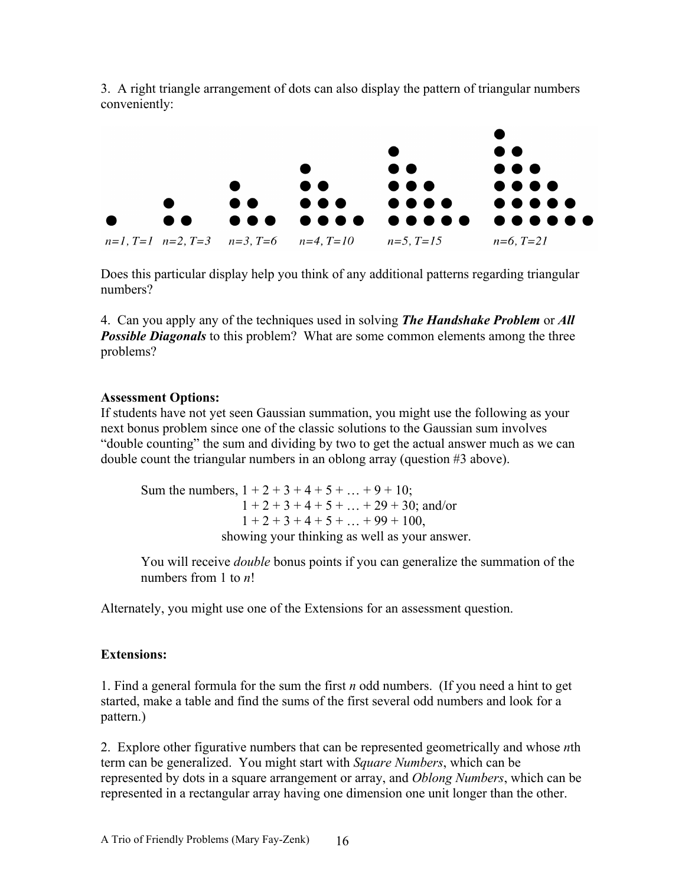3. A right triangle arrangement of dots can also display the pattern of triangular numbers conveniently:

*n=1, T=1 n=2, T=3 n=3, T=6 n=4, T=10 n=5, T=15 n=6, T=21*

Does this particular display help you think of any additional patterns regarding triangular numbers?

4. Can you apply any of the techniques used in solving ***The Handshake Problem*** or ***All Possible Diagonals*** to this problem? What are some common elements among the three problems?

**Assessment Options:**

If students have not yet seen Gaussian summation, you might use the following as your next bonus problem since one of the classic solutions to the Gaussian sum involves "double counting" the sum and dividing by two to get the actual answer much as we can double count the triangular numbers in an oblong array (question #3 above).

> Sum the numbers, $1 + 2 + 3 + 4 + 5 + \ldots + 9 + 10$;
> $1 + 2 + 3 + 4 + 5 + \ldots + 29 + 30$; and/or
> $1 + 2 + 3 + 4 + 5 + \ldots + 99 + 100$,
> showing your thinking as well as your answer.
>
> You will receive *double* bonus points if you can generalize the summation of the numbers from 1 to $n$!

Alternately, you might use one of the Extensions for an assessment question.

**Extensions:**

1. Find a general formula for the sum the first $n$ odd numbers. (If you need a hint to get started, make a table and find the sums of the first several odd numbers and look for a pattern.)

2. Explore other figurative numbers that can be represented geometrically and whose $n$th term can be generalized. You might start with *Square Numbers*, which can be represented by dots in a square arrangement or array, and *Oblong Numbers*, which can be represented in a rectangular array having one dimension one unit longer than the other.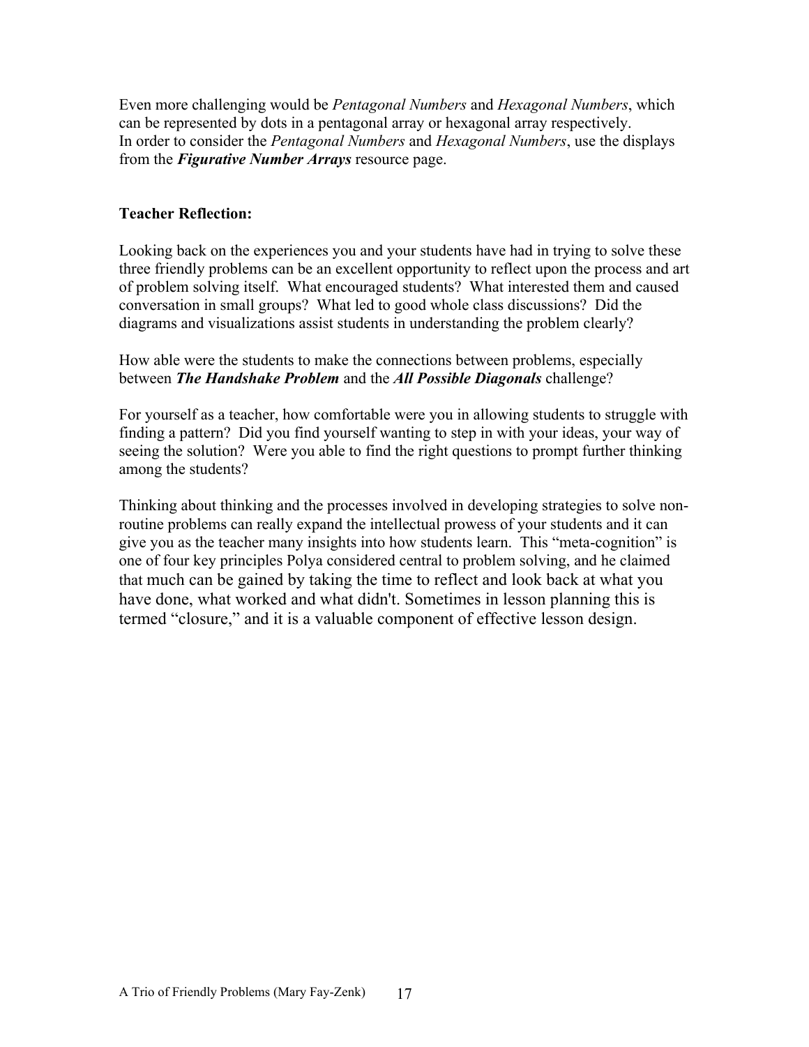Even more challenging would be *Pentagonal Numbers* and *Hexagonal Numbers*, which can be represented by dots in a pentagonal array or hexagonal array respectively. In order to consider the *Pentagonal Numbers* and *Hexagonal Numbers*, use the displays from the ***Figurative Number Arrays*** resource page.

**Teacher Reflection:**

Looking back on the experiences you and your students have had in trying to solve these three friendly problems can be an excellent opportunity to reflect upon the process and art of problem solving itself. What encouraged students? What interested them and caused conversation in small groups? What led to good whole class discussions? Did the diagrams and visualizations assist students in understanding the problem clearly?

How able were the students to make the connections between problems, especially between ***The Handshake Problem*** and the ***All Possible Diagonals*** challenge?

For yourself as a teacher, how comfortable were you in allowing students to struggle with finding a pattern? Did you find yourself wanting to step in with your ideas, your way of seeing the solution? Were you able to find the right questions to prompt further thinking among the students?

Thinking about thinking and the processes involved in developing strategies to solve non-routine problems can really expand the intellectual prowess of your students and it can give you as the teacher many insights into how students learn. This "meta-cognition" is one of four key principles Polya considered central to problem solving, and he claimed that much can be gained by taking the time to reflect and look back at what you have done, what worked and what didn't. Sometimes in lesson planning this is termed "closure," and it is a valuable component of effective lesson design.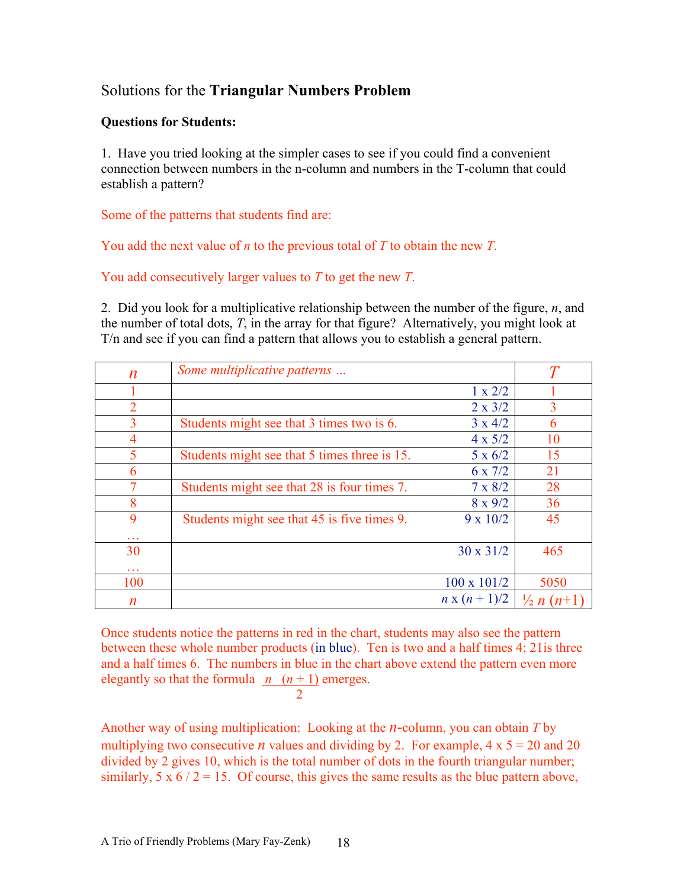Solutions for the **Triangular Numbers Problem**

**Questions for Students:**

1. Have you tried looking at the simpler cases to see if you could find a convenient connection between numbers in the n-column and numbers in the T-column that could establish a pattern?

Some of the patterns that students find are:

You add the next value of $n$ to the previous total of $T$ to obtain the new $T$.

You add consecutively larger values to $T$ to get the new $T$.

2. Did you look for a multiplicative relationship between the number of the figure, $n$, and the number of total dots, $T$, in the array for that figure? Alternatively, you might look at T/n and see if you can find a pattern that allows you to establish a general pattern.

| $n$ | *Some multiplicative patterns …* | | $T$ |
|---|---|---|---|
| 1 | | 1 x 2/2 | 1 |
| 2 | | 2 x 3/2 | 3 |
| 3 | Students might see that 3 times two is 6. | 3 x 4/2 | 6 |
| 4 | | 4 x 5/2 | 10 |
| 5 | Students might see that 5 times three is 15. | 5 x 6/2 | 15 |
| 6 | | 6 x 7/2 | 21 |
| 7 | Students might see that 28 is four times 7. | 7 x 8/2 | 28 |
| 8 | | 8 x 9/2 | 36 |
| 9 … | Students might see that 45 is five times 9. | 9 x 10/2 | 45 |
| 30 … | | 30 x 31/2 | 465 |
| 100 | | 100 x 101/2 | 5050 |
| $n$ | | $n$ x $(n + 1)/2$ | $\frac{1}{2} n (n+1)$ |

Once students notice the patterns in red in the chart, students may also see the pattern between these whole number products (in blue). Ten is two and a half times 4; 21is three and a half times 6. The numbers in blue in the chart above extend the pattern even more elegantly so that the formula $\frac{n\ (n+1)}{2}$ emerges.

Another way of using multiplication: Looking at the $n$-column, you can obtain $T$ by multiplying two consecutive $n$ values and dividing by 2. For example, 4 x 5 = 20 and 20 divided by 2 gives 10, which is the total number of dots in the fourth triangular number; similarly, 5 x 6 / 2 = 15. Of course, this gives the same results as the blue pattern above,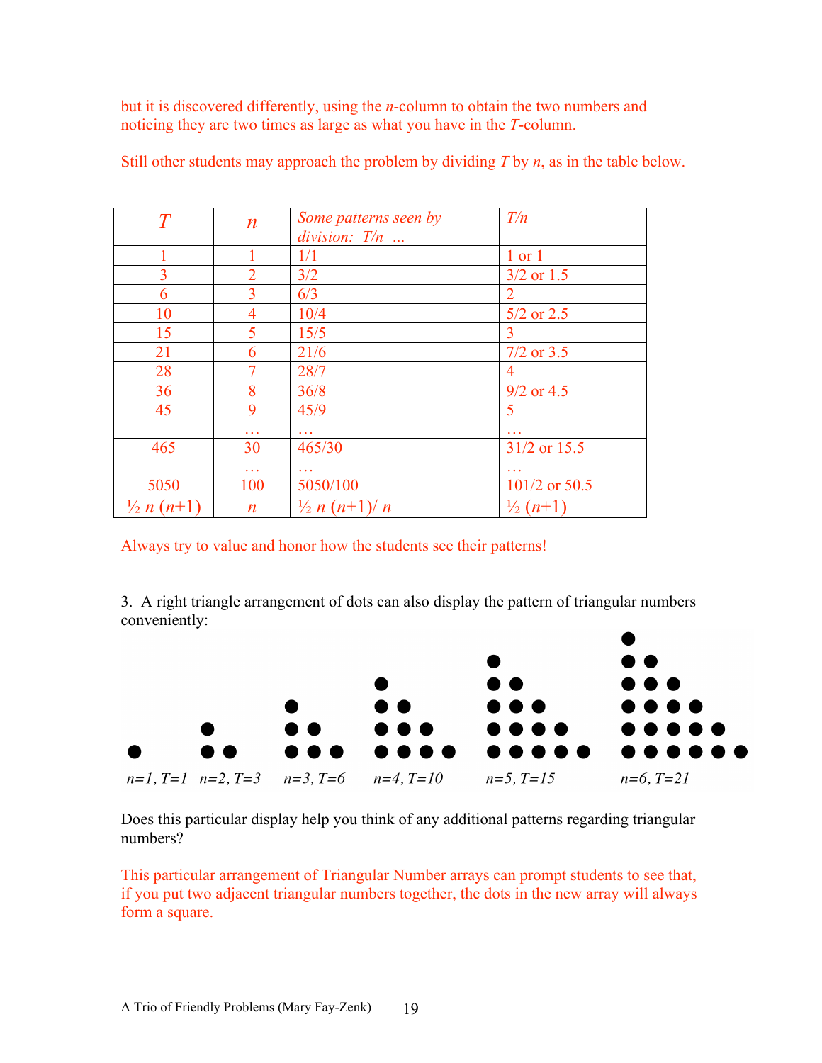but it is discovered differently, using the $n$-column to obtain the two numbers and noticing they are two times as large as what you have in the $T$-column.

Still other students may approach the problem by dividing $T$ by $n$, as in the table below.

| $T$ | $n$ | *Some patterns seen by division: T/n …* | *T/n* |
|---|---|---|---|
| 1 | 1 | 1/1 | 1 or 1 |
| 3 | 2 | 3/2 | 3/2 or 1.5 |
| 6 | 3 | 6/3 | 2 |
| 10 | 4 | 10/4 | 5/2 or 2.5 |
| 15 | 5 | 15/5 | 3 |
| 21 | 6 | 21/6 | 7/2 or 3.5 |
| 28 | 7 | 28/7 | 4 |
| 36 | 8 | 36/8 | 9/2 or 4.5 |
| 45 | 9<br>… | 45/9<br>… | 5<br>… |
| 465 | 30<br>… | 465/30<br>… | 31/2 or 15.5<br>… |
| 5050 | 100 | 5050/100 | 101/2 or 50.5 |
| $\frac{1}{2} n (n+1)$ | $n$ | $\frac{1}{2} n (n+1)/ n$ | $\frac{1}{2} (n+1)$ |

Always try to value and honor how the students see their patterns!

3. A right triangle arrangement of dots can also display the pattern of triangular numbers conveniently:

*n=1, T=1* *n=2, T=3* *n=3, T=6* *n=4, T=10* *n=5, T=15* *n=6, T=21*

Does this particular display help you think of any additional patterns regarding triangular numbers?

This particular arrangement of Triangular Number arrays can prompt students to see that, if you put two adjacent triangular numbers together, the dots in the new array will always form a square.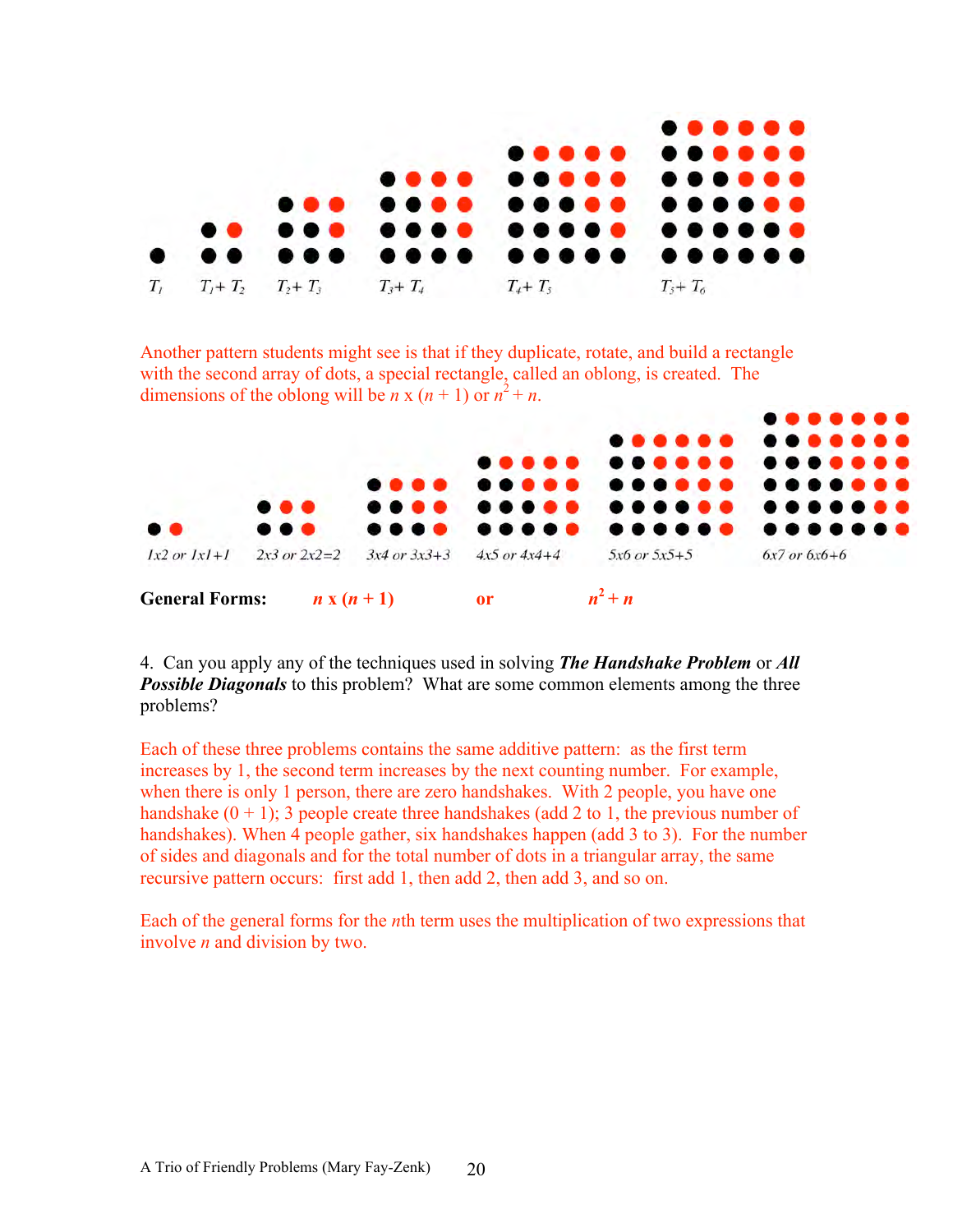$T_1$ $T_1 + T_2$ $T_2 + T_3$ $T_3 + T_4$ $T_4 + T_5$ $T_5 + T_6$

Another pattern students might see is that if they duplicate, rotate, and build a rectangle with the second array of dots, a special rectangle, called an oblong, is created. The dimensions of the oblong will be $n$ x $(n + 1)$ or $n^2 + n$.

*1x2 or 1x1+1* *2x3 or 2x2=2* *3x4 or 3x3+3* *4x5 or 4x4+4* *5x6 or 5x5+5* *6x7 or 6x6+6*

**General Forms:** $n$ **x** $(n + 1)$ **or** $n^2 + n$

4. Can you apply any of the techniques used in solving ***The Handshake Problem*** or ***All Possible Diagonals*** to this problem? What are some common elements among the three problems?

Each of these three problems contains the same additive pattern: as the first term increases by 1, the second term increases by the next counting number. For example, when there is only 1 person, there are zero handshakes. With 2 people, you have one handshake (0 + 1); 3 people create three handshakes (add 2 to 1, the previous number of handshakes). When 4 people gather, six handshakes happen (add 3 to 3). For the number of sides and diagonals and for the total number of dots in a triangular array, the same recursive pattern occurs: first add 1, then add 2, then add 3, and so on.

Each of the general forms for the $n$th term uses the multiplication of two expressions that involve $n$ and division by two.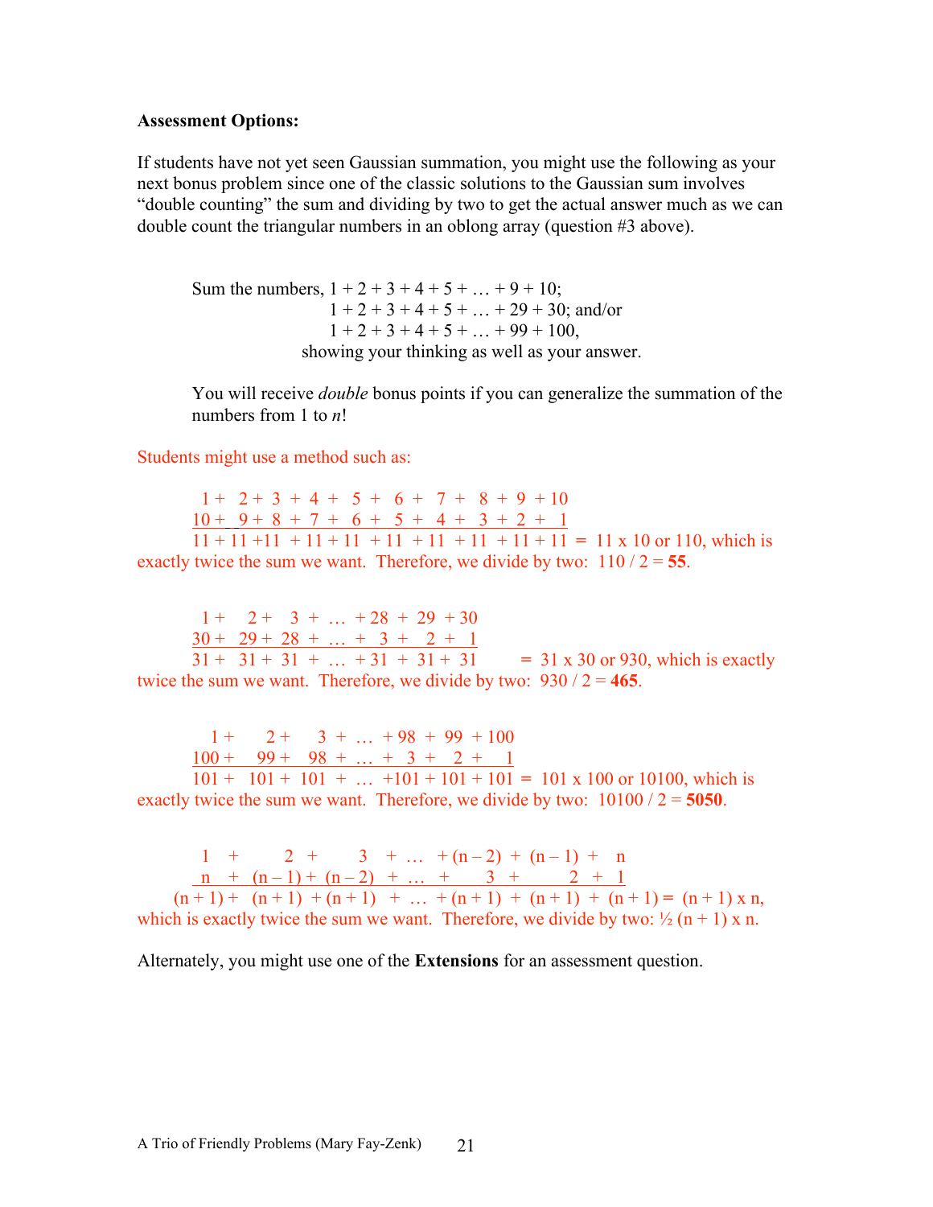**Assessment Options:**

If students have not yet seen Gaussian summation, you might use the following as your next bonus problem since one of the classic solutions to the Gaussian sum involves "double counting" the sum and dividing by two to get the actual answer much as we can double count the triangular numbers in an oblong array (question #3 above).

> Sum the numbers, $1 + 2 + 3 + 4 + 5 + \ldots + 9 + 10$;
> $1 + 2 + 3 + 4 + 5 + \ldots + 29 + 30$; and/or
> $1 + 2 + 3 + 4 + 5 + \ldots + 99 + 100$,
> showing your thinking as well as your answer.
>
> You will receive *double* bonus points if you can generalize the summation of the numbers from 1 to *n*!

Students might use a method such as:

$$\begin{array}{cccccccccc} 1 + & 2 + & 3 + & 4 + & 5 + & 6 + & 7 + & 8 + & 9 + & 10 \\ \underline{10 +} & \underline{9 +} & \underline{8 +} & \underline{7 +} & \underline{6 +} & \underline{5 +} & \underline{4 +} & \underline{3 +} & \underline{2 +} & \underline{1} \\ 11 + & 11 + & 11 + & 11 + & 11 + & 11 + & 11 + & 11 + & 11 + & 11 \end{array}$$

$= 11 \times 10$ or 110, which is exactly twice the sum we want. Therefore, we divide by two: $110 / 2 =$ **55**.

$$\begin{array}{ccccccc} 1 + & 2 + & 3 + & \ldots & + 28 & + 29 & + 30 \\ \underline{30 +} & \underline{29 +} & \underline{28 +} & \underline{\ldots} & \underline{+ 3} & \underline{+ 2} & \underline{+ 1} \\ 31 + & 31 + & 31 + & \ldots & + 31 & + 31 & + 31 \end{array}$$

$= 31 \times 30$ or 930, which is exactly twice the sum we want. Therefore, we divide by two: $930 / 2 =$ **465**.

$$\begin{array}{ccccccc} 1 + & 2 + & 3 + & \ldots & + 98 & + 99 & + 100 \\ \underline{100 +} & \underline{99 +} & \underline{98 +} & \underline{\ldots} & \underline{+ 3} & \underline{+ 2} & \underline{+ 1} \\ 101 + & 101 + & 101 + & \ldots & + 101 & + 101 & + 101 \end{array}$$

$= 101 \times 100$ or 10100, which is exactly twice the sum we want. Therefore, we divide by two: $10100 / 2 =$ **5050**.

$$\begin{array}{ccccccc} 1 + & 2 + & 3 + & \ldots & + (n-2) & + (n-1) & + n \\ \underline{n +} & \underline{(n-1) +} & \underline{(n-2) +} & \underline{\ldots} & \underline{+ 3} & \underline{+ 2} & \underline{+ 1} \\ (n+1) + & (n+1) + & (n+1) + & \ldots & + (n+1) & + (n+1) & + (n+1) \end{array}$$

$= (n + 1) \times n$, which is exactly twice the sum we want. Therefore, we divide by two: $\frac{1}{2}(n + 1) \times n$.

Alternately, you might use one of the **Extensions** for an assessment question.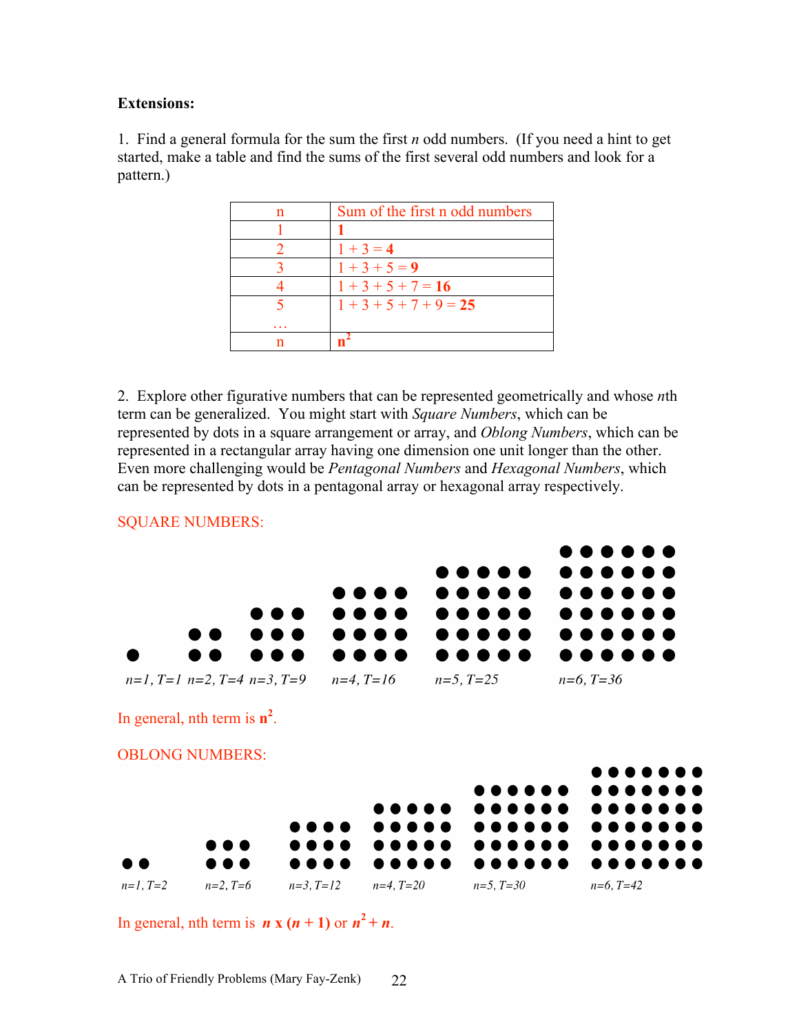**Extensions:**

1. Find a general formula for the sum the first *n* odd numbers. (If you need a hint to get started, make a table and find the sums of the first several odd numbers and look for a pattern.)

| n | Sum of the first n odd numbers |
|---|---|
| 1 | **1** |
| 2 | 1 + 3 = **4** |
| 3 | 1 + 3 + 5 = **9** |
| 4 | 1 + 3 + 5 + 7 = **16** |
| 5<br>… | 1 + 3 + 5 + 7 + 9 = **25** |
| n | $\mathbf{n^2}$ |

2. Explore other figurative numbers that can be represented geometrically and whose *n*th term can be generalized. You might start with *Square Numbers*, which can be represented by dots in a square arrangement or array, and *Oblong Numbers*, which can be represented in a rectangular array having one dimension one unit longer than the other. Even more challenging would be *Pentagonal Numbers* and *Hexagonal Numbers*, which can be represented by dots in a pentagonal array or hexagonal array respectively.

SQUARE NUMBERS:

*n=1, T=1* *n=2, T=4* *n=3, T=9* *n=4, T=16* *n=5, T=25* *n=6, T=36*

In general, nth term is $\mathbf{n^2}$.

OBLONG NUMBERS:

*n=1, T=2* *n=2, T=6* *n=3, T=12* *n=4, T=20* *n=5, T=30* *n=6, T=42*

In general, nth term is $n \times (n + 1)$ or $n^2 + n$.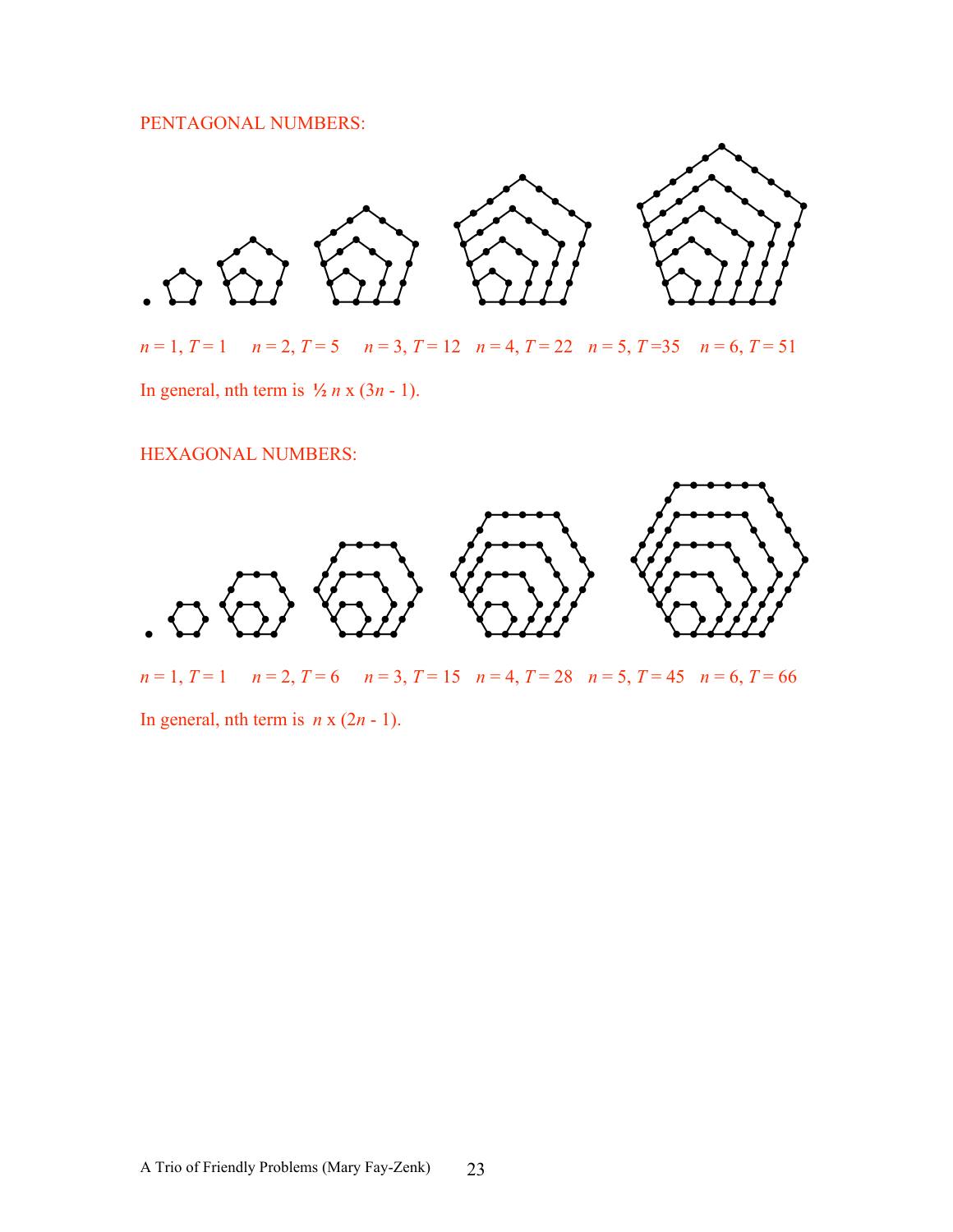PENTAGONAL NUMBERS:

$n = 1$, $T = 1$ $n = 2$, $T = 5$ $n = 3$, $T = 12$ $n = 4$, $T = 22$ $n = 5$, $T = 35$ $n = 6$, $T = 51$

In general, nth term is $\frac{1}{2} n \times (3n - 1)$.

HEXAGONAL NUMBERS:

$n = 1$, $T = 1$ $n = 2$, $T = 6$ $n = 3$, $T = 15$ $n = 4$, $T = 28$ $n = 5$, $T = 45$ $n = 6$, $T = 66$

In general, nth term is $n \times (2n - 1)$.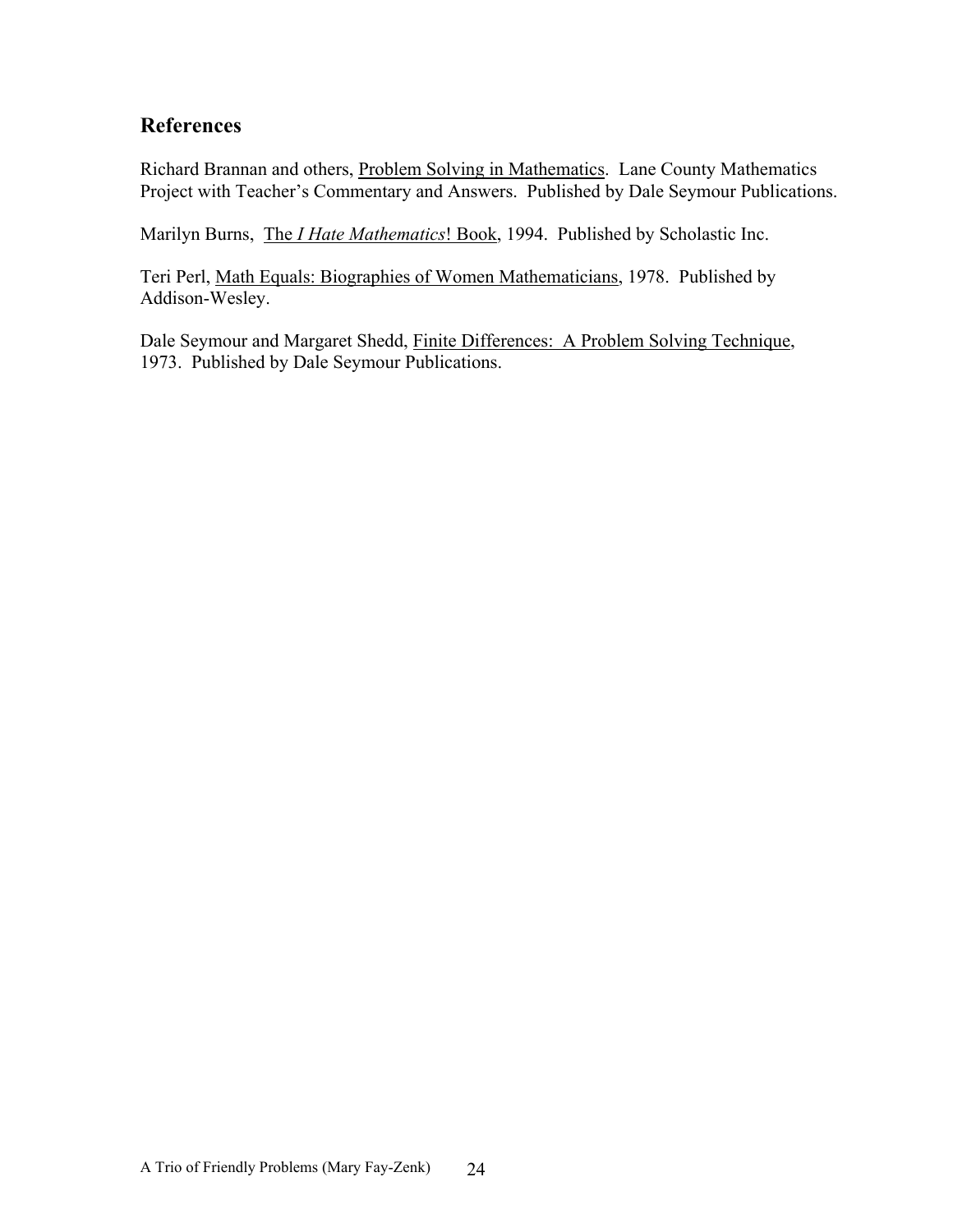## References

Richard Brannan and others, Problem Solving in Mathematics. Lane County Mathematics Project with Teacher's Commentary and Answers. Published by Dale Seymour Publications.

Marilyn Burns, The *I Hate Mathematics*! Book, 1994. Published by Scholastic Inc.

Teri Perl, Math Equals: Biographies of Women Mathematicians, 1978. Published by Addison-Wesley.

Dale Seymour and Margaret Shedd, Finite Differences: A Problem Solving Technique, 1973. Published by Dale Seymour Publications.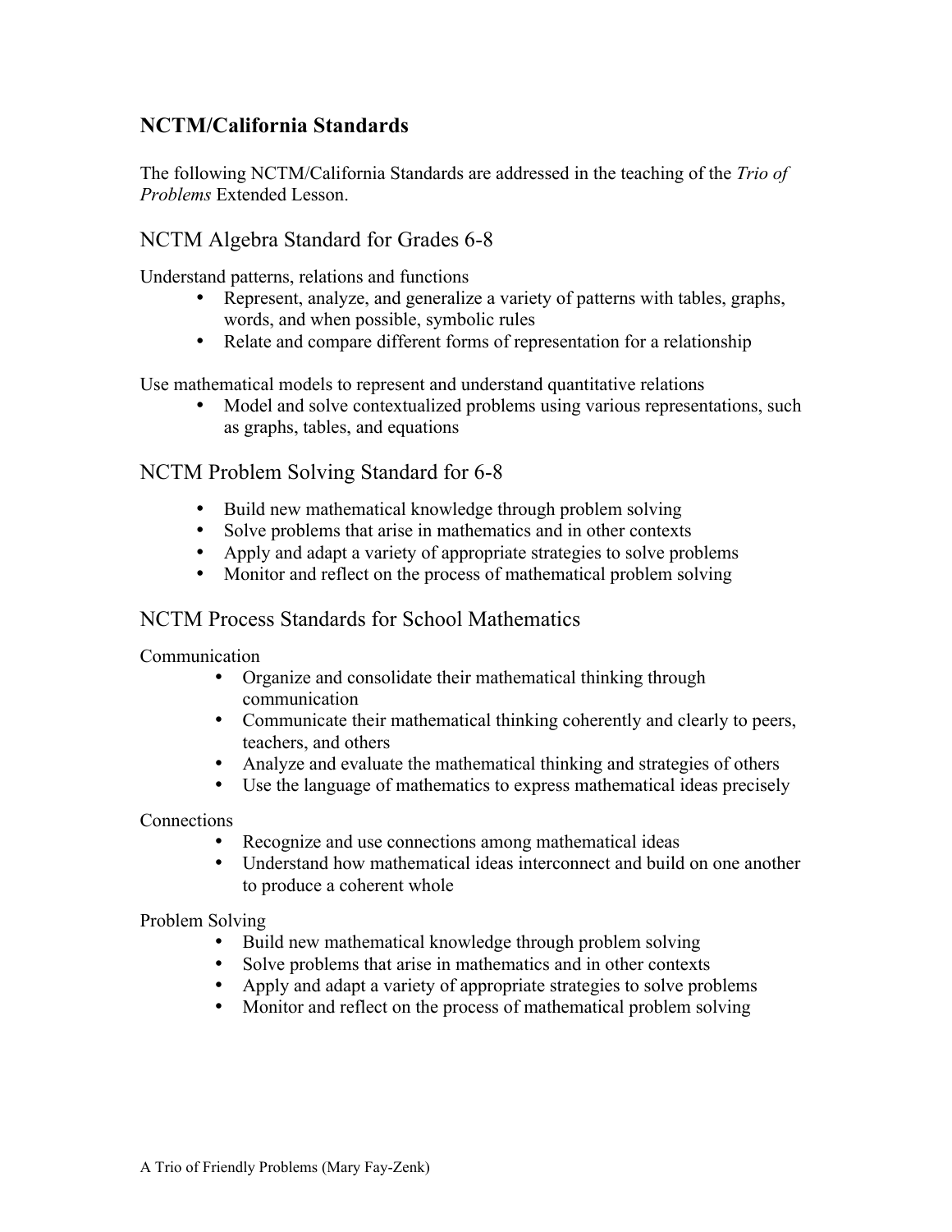## NCTM/California Standards

The following NCTM/California Standards are addressed in the teaching of the *Trio of Problems* Extended Lesson.

### NCTM Algebra Standard for Grades 6-8

Understand patterns, relations and functions

- Represent, analyze, and generalize a variety of patterns with tables, graphs, words, and when possible, symbolic rules
- Relate and compare different forms of representation for a relationship

Use mathematical models to represent and understand quantitative relations

- Model and solve contextualized problems using various representations, such as graphs, tables, and equations

### NCTM Problem Solving Standard for 6-8

- Build new mathematical knowledge through problem solving
- Solve problems that arise in mathematics and in other contexts
- Apply and adapt a variety of appropriate strategies to solve problems
- Monitor and reflect on the process of mathematical problem solving

### NCTM Process Standards for School Mathematics

Communication

- Organize and consolidate their mathematical thinking through communication
- Communicate their mathematical thinking coherently and clearly to peers, teachers, and others
- Analyze and evaluate the mathematical thinking and strategies of others
- Use the language of mathematics to express mathematical ideas precisely

Connections

- Recognize and use connections among mathematical ideas
- Understand how mathematical ideas interconnect and build on one another to produce a coherent whole

Problem Solving

- Build new mathematical knowledge through problem solving
- Solve problems that arise in mathematics and in other contexts
- Apply and adapt a variety of appropriate strategies to solve problems
- Monitor and reflect on the process of mathematical problem solving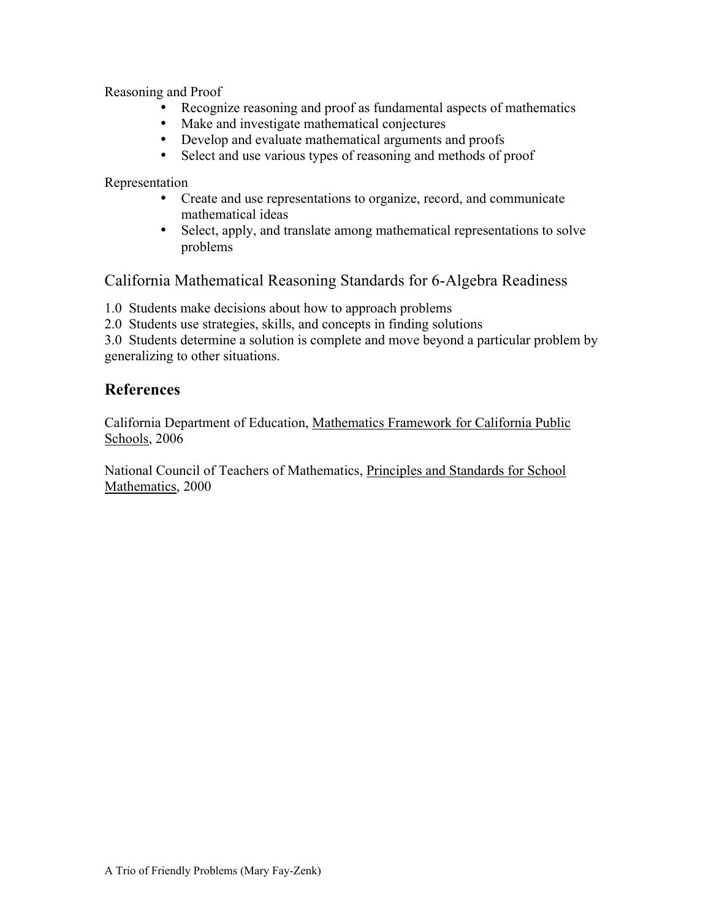Reasoning and Proof

- Recognize reasoning and proof as fundamental aspects of mathematics
- Make and investigate mathematical conjectures
- Develop and evaluate mathematical arguments and proofs
- Select and use various types of reasoning and methods of proof

Representation

- Create and use representations to organize, record, and communicate mathematical ideas
- Select, apply, and translate among mathematical representations to solve problems

## California Mathematical Reasoning Standards for 6-Algebra Readiness

1.0 Students make decisions about how to approach problems

2.0 Students use strategies, skills, and concepts in finding solutions

3.0 Students determine a solution is complete and move beyond a particular problem by generalizing to other situations.

## References

California Department of Education, Mathematics Framework for California Public Schools, 2006

National Council of Teachers of Mathematics, Principles and Standards for School Mathematics, 2000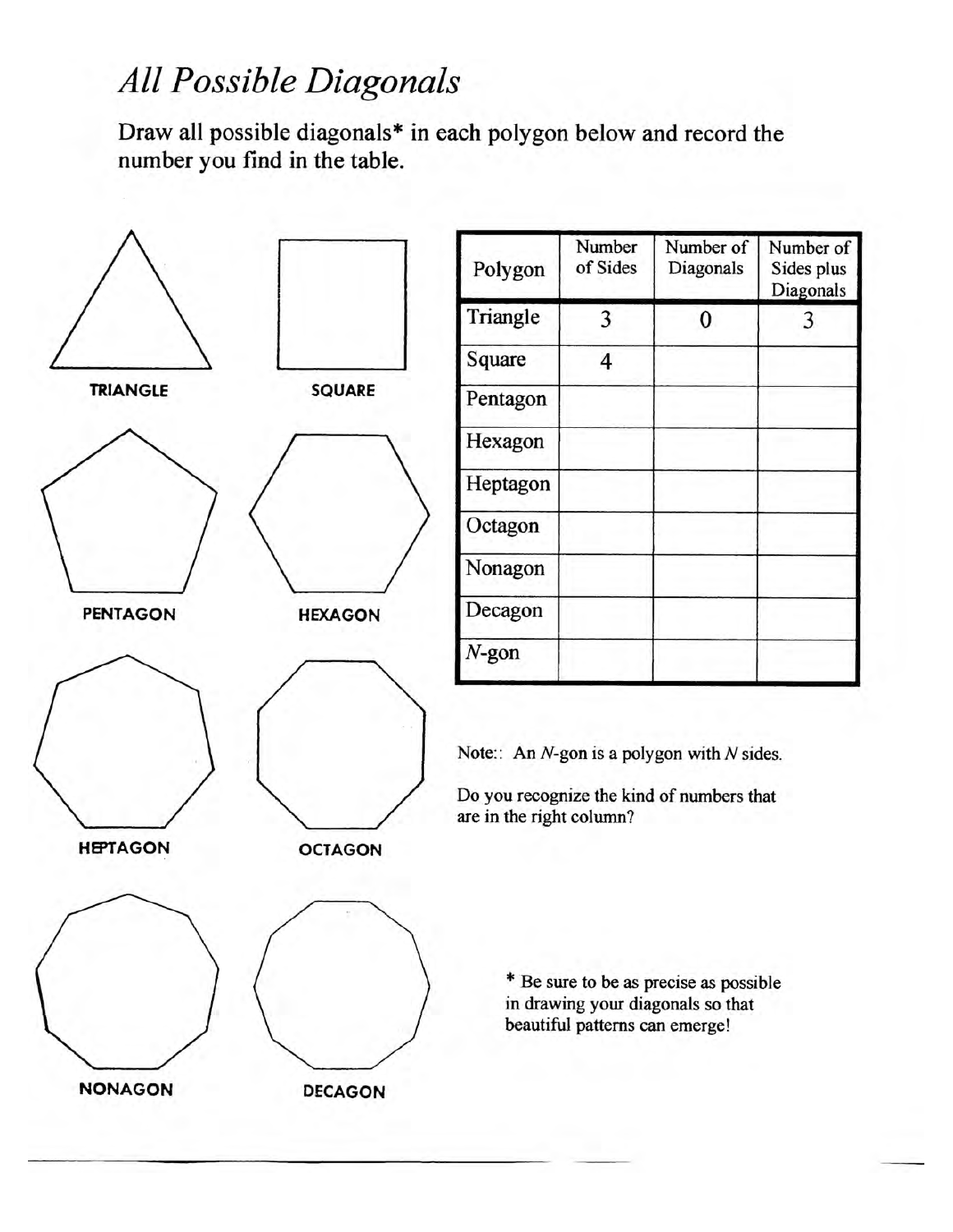# *All Possible Diagonals*

Draw all possible diagonals* in each polygon below and record the number you find in the table.

TRIANGLE

SQUARE

PENTAGON

HEXAGON

HEPTAGON

OCTAGON

NONAGON

DECAGON

| Polygon | Number of Sides | Number of Diagonals | Number of Sides plus Diagonals |
|---|---|---|---|
| Triangle | 3 | 0 | 3 |
| Square | 4 | | |
| Pentagon | | | |
| Hexagon | | | |
| Heptagon | | | |
| Octagon | | | |
| Nonagon | | | |
| Decagon | | | |
| $N$-gon | | | |

Note:: An $N$-gon is a polygon with $N$ sides.

Do you recognize the kind of numbers that are in the right column?

\* Be sure to be as precise as possible in drawing your diagonals so that beautiful patterns can emerge!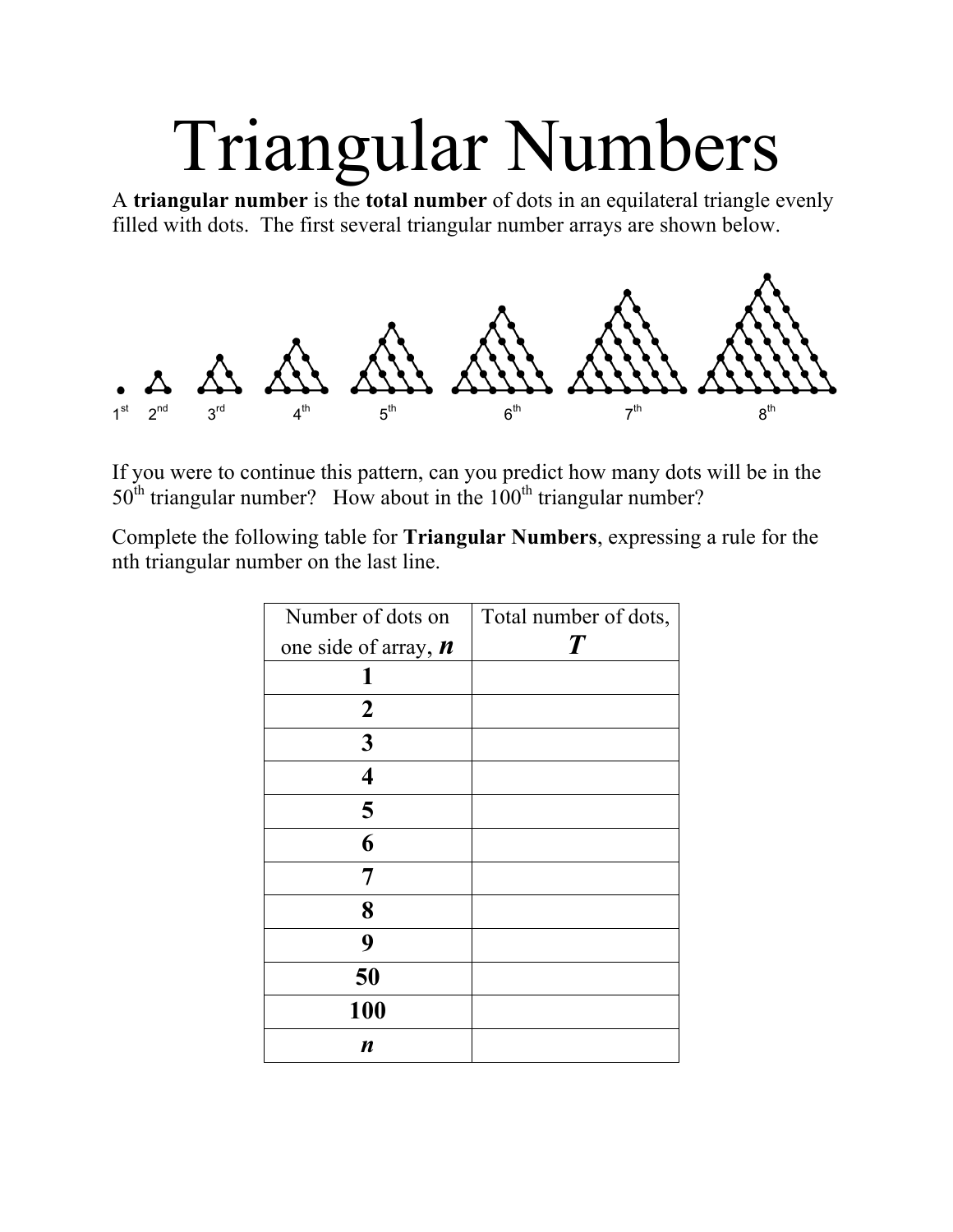# Triangular Numbers

A **triangular number** is the **total number** of dots in an equilateral triangle evenly filled with dots. The first several triangular number arrays are shown below.

1st 2nd 3rd 4th 5th 6th 7th 8th

If you were to continue this pattern, can you predict how many dots will be in the 50th triangular number? How about in the 100th triangular number?

Complete the following table for **Triangular Numbers**, expressing a rule for the nth triangular number on the last line.

| Number of dots on one side of array, $n$ | Total number of dots, $T$ |
|---|---|
| **1** | |
| **2** | |
| **3** | |
| **4** | |
| **5** | |
| **6** | |
| **7** | |
| **8** | |
| **9** | |
| **50** | |
| **100** | |
| $n$ | |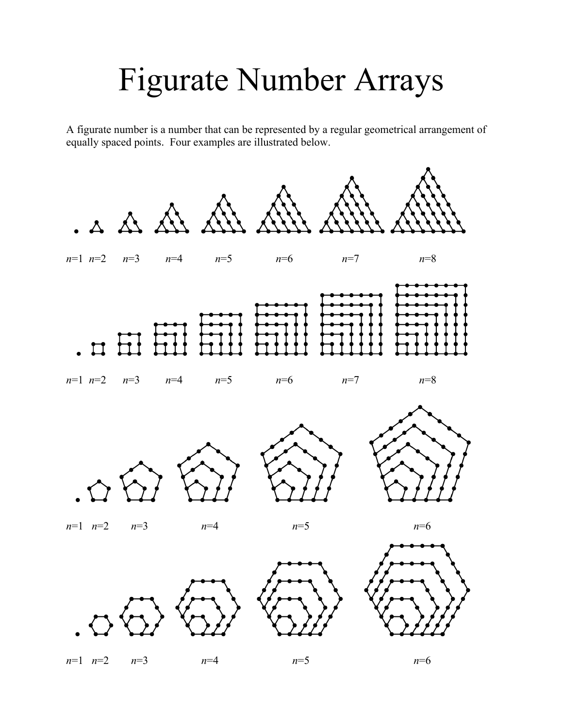# Figurate Number Arrays

A figurate number is a number that can be represented by a regular geometrical arrangement of equally spaced points. Four examples are illustrated below.

*n*=1 *n*=2 *n*=3 *n*=4 *n*=5 *n*=6 *n*=7 *n*=8

*n*=1 *n*=2 *n*=3 *n*=4 *n*=5 *n*=6 *n*=7 *n*=8

*n*=1 *n*=2 *n*=3 *n*=4 *n*=5 *n*=6

*n*=1 *n*=2 *n*=3 *n*=4 *n*=5 *n*=6